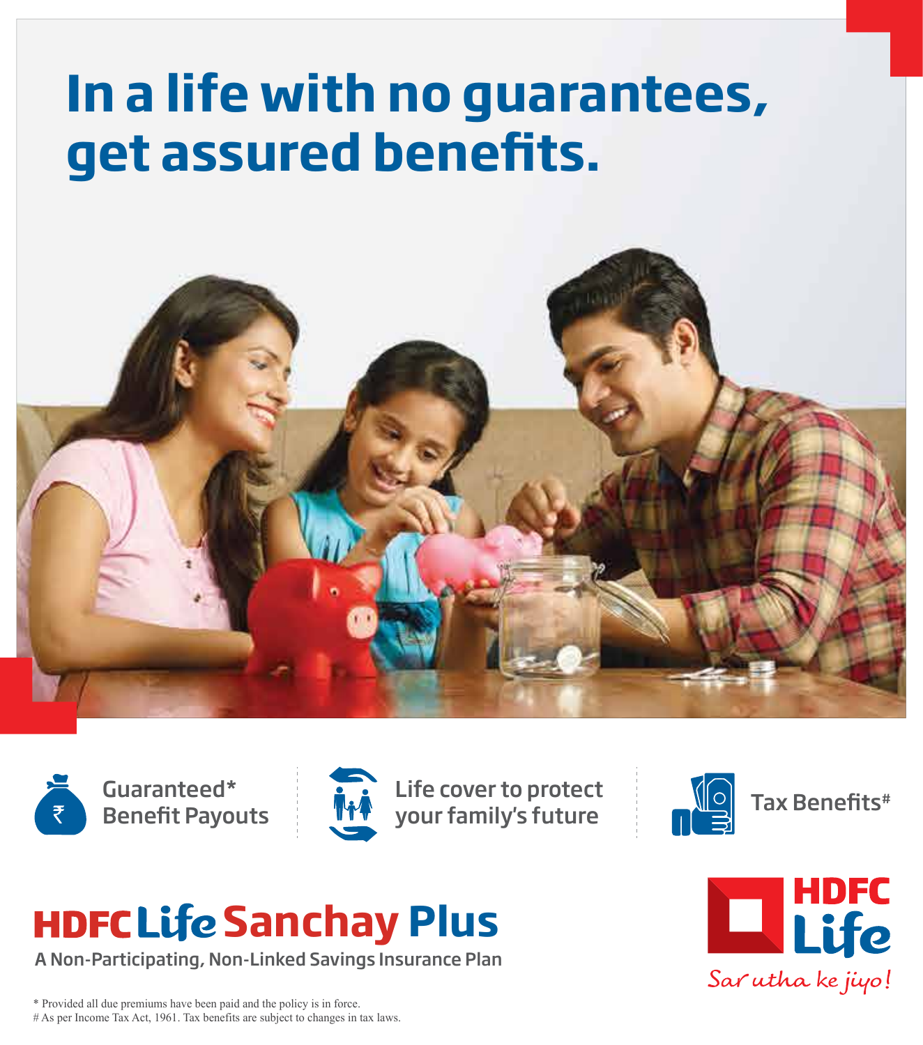# In a life with no guarantees, get assured benefits.

Guaranteed* Benefit Payouts

Life cover to protect your family's future

Tax Benefits#

## HDFC Life Sanchay Plus

A Non-Participating, Non-Linked Savings Insurance Plan

HDFC Life

Sar utha ke jiyo!

* Provided all due premiums have been paid and the policy is in force.

# As per Income Tax Act, 1961. Tax benefits are subject to changes in tax laws.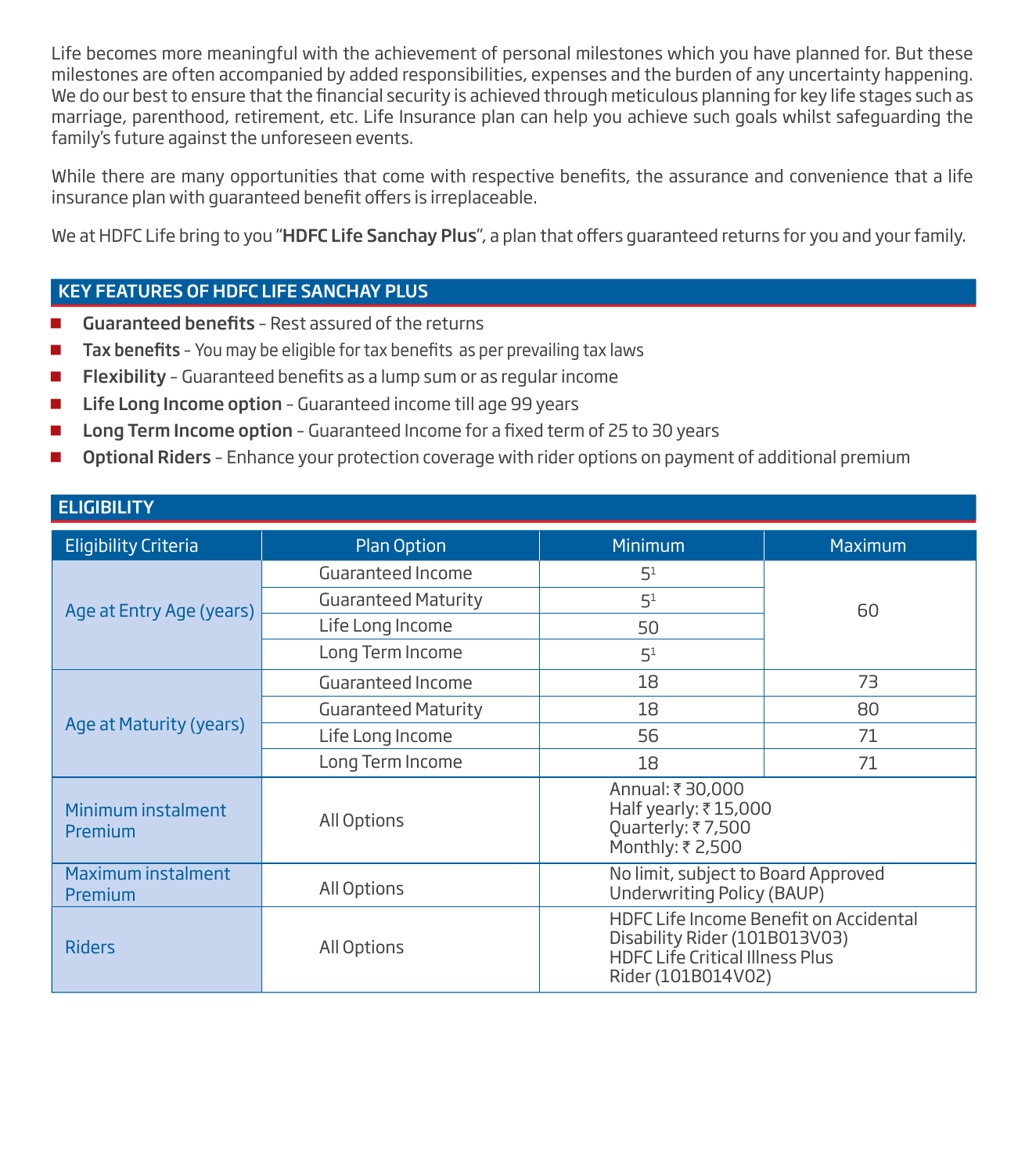Life becomes more meaningful with the achievement of personal milestones which you have planned for. But these milestones are often accompanied by added responsibilities, expenses and the burden of any uncertainty happening. We do our best to ensure that the financial security is achieved through meticulous planning for key life stages such as marriage, parenthood, retirement, etc. Life Insurance plan can help you achieve such goals whilst safeguarding the family's future against the unforeseen events.

While there are many opportunities that come with respective benefits, the assurance and convenience that a life insurance plan with guaranteed benefit offers is irreplaceable.

We at HDFC Life bring to you "**HDFC Life Sanchay Plus**", a plan that offers guaranteed returns for you and your family.

## KEY FEATURES OF HDFC LIFE SANCHAY PLUS

- **Guaranteed benefits** – Rest assured of the returns
- **Tax benefits** – You may be eligible for tax benefits as per prevailing tax laws
- **Flexibility** – Guaranteed benefits as a lump sum or as regular income
- **Life Long Income option** – Guaranteed income till age 99 years
- **Long Term Income option** – Guaranteed Income for a fixed term of 25 to 30 years
- **Optional Riders** – Enhance your protection coverage with rider options on payment of additional premium

## ELIGIBILITY

| Eligibility Criteria | Plan Option | Minimum | Maximum |
|---|---|---|---|
| Age at Entry Age (years) | Guaranteed Income | 5[1] | 60 |
| | Guaranteed Maturity | 5[1] | 60 |
| | Life Long Income | 50 | 60 |
| | Long Term Income | 5[1] | 60 |
| Age at Maturity (years) | Guaranteed Income | 18 | 73 |
| | Guaranteed Maturity | 18 | 80 |
| | Life Long Income | 56 | 71 |
| | Long Term Income | 18 | 71 |
| Minimum instalment Premium | All Options | Annual: ₹ 30,000<br>Half yearly: ₹ 15,000<br>Quarterly: ₹ 7,500<br>Monthly: ₹ 2,500 | |
| Maximum instalment Premium | All Options | No limit, subject to Board Approved Underwriting Policy (BAUP) | |
| Riders | All Options | HDFC Life Income Benefit on Accidental Disability Rider (101B013V03)<br>HDFC Life Critical Illness Plus Rider (101B014V02) | |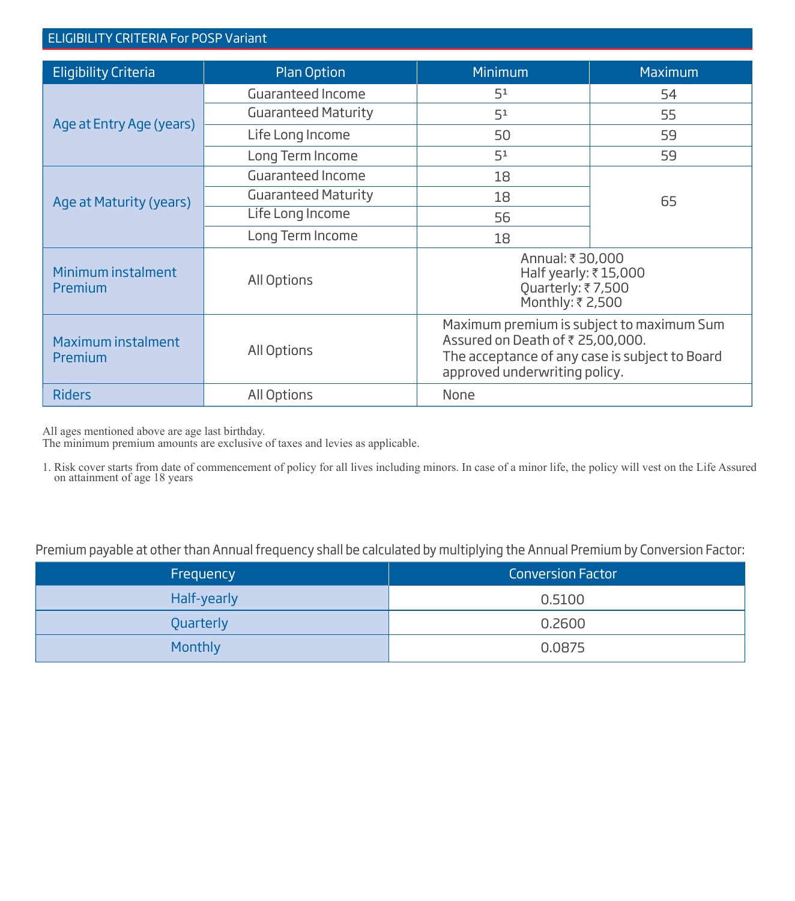## ELIGIBILITY CRITERIA For POSP Variant

| Eligibility Criteria | Plan Option | Minimum | Maximum |
|---|---|---|---|
| Age at Entry Age (years) | Guaranteed Income | 5[1] | 54 |
| | Guaranteed Maturity | 5[1] | 55 |
| | Life Long Income | 50 | 59 |
| | Long Term Income | 5[1] | 59 |
| Age at Maturity (years) | Guaranteed Income | 18 | 65 |
| | Guaranteed Maturity | 18 | 65 |
| | Life Long Income | 56 | 65 |
| | Long Term Income | 18 | 65 |
| Minimum instalment Premium | All Options | Annual: ₹ 30,000<br>Half yearly: ₹ 15,000<br>Quarterly: ₹ 7,500<br>Monthly: ₹ 2,500 | |
| Maximum instalment Premium | All Options | Maximum premium is subject to maximum Sum Assured on Death of ₹ 25,00,000.<br>The acceptance of any case is subject to Board approved underwriting policy. | |
| Riders | All Options | None | |

All ages mentioned above are age last birthday.
The minimum premium amounts are exclusive of taxes and levies as applicable.

1. Risk cover starts from date of commencement of policy for all lives including minors. In case of a minor life, the policy will vest on the Life Assured on attainment of age 18 years

Premium payable at other than Annual frequency shall be calculated by multiplying the Annual Premium by Conversion Factor:

| Frequency | Conversion Factor |
|---|---|
| Half-yearly | 0.5100 |
| Quarterly | 0.2600 |
| Monthly | 0.0875 |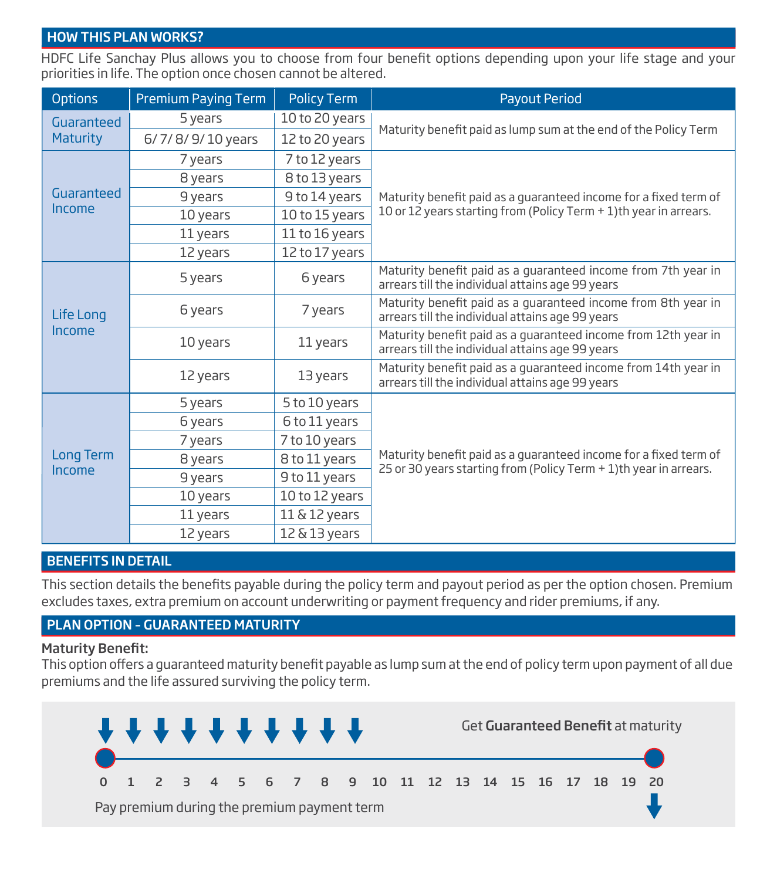## HOW THIS PLAN WORKS?

HDFC Life Sanchay Plus allows you to choose from four benefit options depending upon your life stage and your priorities in life. The option once chosen cannot be altered.

| Options | Premium Paying Term | Policy Term | Payout Period |
|---|---|---|---|
| Guaranteed Maturity | 5 years | 10 to 20 years | Maturity benefit paid as lump sum at the end of the Policy Term |
| | 6/ 7/ 8/ 9/ 10 years | 12 to 20 years | |
| Guaranteed Income | 7 years | 7 to 12 years | Maturity benefit paid as a guaranteed income for a fixed term of 10 or 12 years starting from (Policy Term + 1)th year in arrears. |
| | 8 years | 8 to 13 years | |
| | 9 years | 9 to 14 years | |
| | 10 years | 10 to 15 years | |
| | 11 years | 11 to 16 years | |
| | 12 years | 12 to 17 years | |
| Life Long Income | 5 years | 6 years | Maturity benefit paid as a guaranteed income from 7th year in arrears till the individual attains age 99 years |
| | 6 years | 7 years | Maturity benefit paid as a guaranteed income from 8th year in arrears till the individual attains age 99 years |
| | 10 years | 11 years | Maturity benefit paid as a guaranteed income from 12th year in arrears till the individual attains age 99 years |
| | 12 years | 13 years | Maturity benefit paid as a guaranteed income from 14th year in arrears till the individual attains age 99 years |
| Long Term Income | 5 years | 5 to 10 years | Maturity benefit paid as a guaranteed income for a fixed term of 25 or 30 years starting from (Policy Term + 1)th year in arrears. |
| | 6 years | 6 to 11 years | |
| | 7 years | 7 to 10 years | |
| | 8 years | 8 to 11 years | |
| | 9 years | 9 to 11 years | |
| | 10 years | 10 to 12 years | |
| | 11 years | 11 & 12 years | |
| | 12 years | 12 & 13 years | |

## BENEFITS IN DETAIL

This section details the benefits payable during the policy term and payout period as per the option chosen. Premium excludes taxes, extra premium on account underwriting or payment frequency and rider premiums, if any.

## PLAN OPTION - GUARANTEED MATURITY

**Maturity Benefit:**

This option offers a guaranteed maturity benefit payable as lump sum at the end of policy term upon payment of all due premiums and the life assured surviving the policy term.

Get **Guaranteed Benefit** at maturity

0 1 2 3 4 5 6 7 8 9 10 11 12 13 14 15 16 17 18 19 20

Pay premium during the premium payment term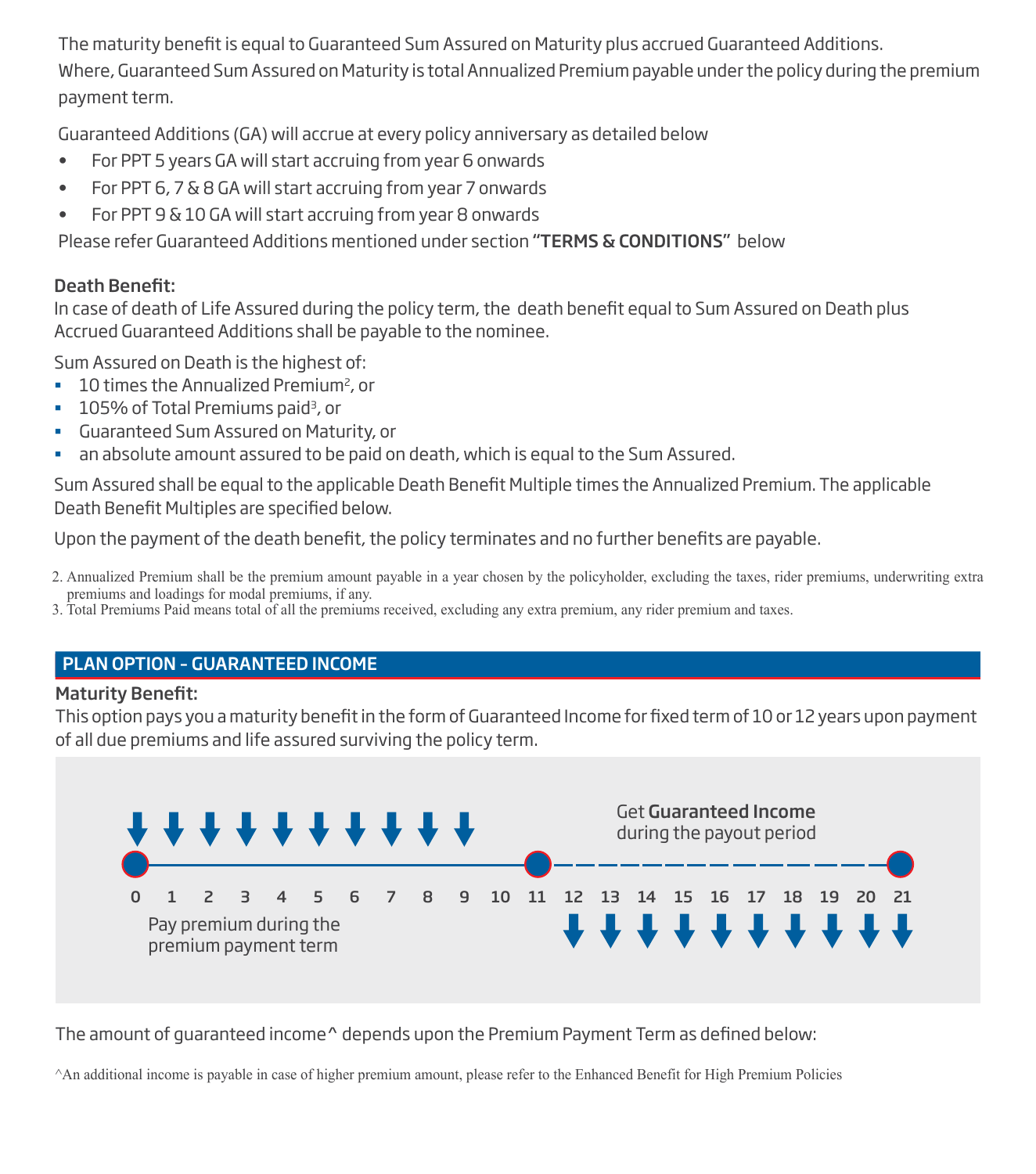The maturity benefit is equal to Guaranteed Sum Assured on Maturity plus accrued Guaranteed Additions. Where, Guaranteed Sum Assured on Maturity is total Annualized Premium payable under the policy during the premium payment term.

Guaranteed Additions (GA) will accrue at every policy anniversary as detailed below

- For PPT 5 years GA will start accruing from year 6 onwards
- For PPT 6, 7 & 8 GA will start accruing from year 7 onwards
- For PPT 9 & 10 GA will start accruing from year 8 onwards

Please refer Guaranteed Additions mentioned under section **"TERMS & CONDITIONS"** below

### Death Benefit:

In case of death of Life Assured during the policy term, the death benefit equal to Sum Assured on Death plus Accrued Guaranteed Additions shall be payable to the nominee.

Sum Assured on Death is the highest of:

- 10 times the Annualized Premium[2], or
- 105% of Total Premiums paid[3], or
- Guaranteed Sum Assured on Maturity, or
- an absolute amount assured to be paid on death, which is equal to the Sum Assured.

Sum Assured shall be equal to the applicable Death Benefit Multiple times the Annualized Premium. The applicable Death Benefit Multiples are specified below.

Upon the payment of the death benefit, the policy terminates and no further benefits are payable.

2. Annualized Premium shall be the premium amount payable in a year chosen by the policyholder, excluding the taxes, rider premiums, underwriting extra premiums and loadings for modal premiums, if any.
3. Total Premiums Paid means total of all the premiums received, excluding any extra premium, any rider premium and taxes.

## PLAN OPTION - GUARANTEED INCOME

### Maturity Benefit:

This option pays you a maturity benefit in the form of Guaranteed Income for fixed term of 10 or 12 years upon payment of all due premiums and life assured surviving the policy term.

Get **Guaranteed Income** during the payout period

0 1 2 3 4 5 6 7 8 9 10 11 12 13 14 15 16 17 18 19 20 21

Pay premium during the premium payment term

The amount of guaranteed income^ depends upon the Premium Payment Term as defined below:

^An additional income is payable in case of higher premium amount, please refer to the Enhanced Benefit for High Premium Policies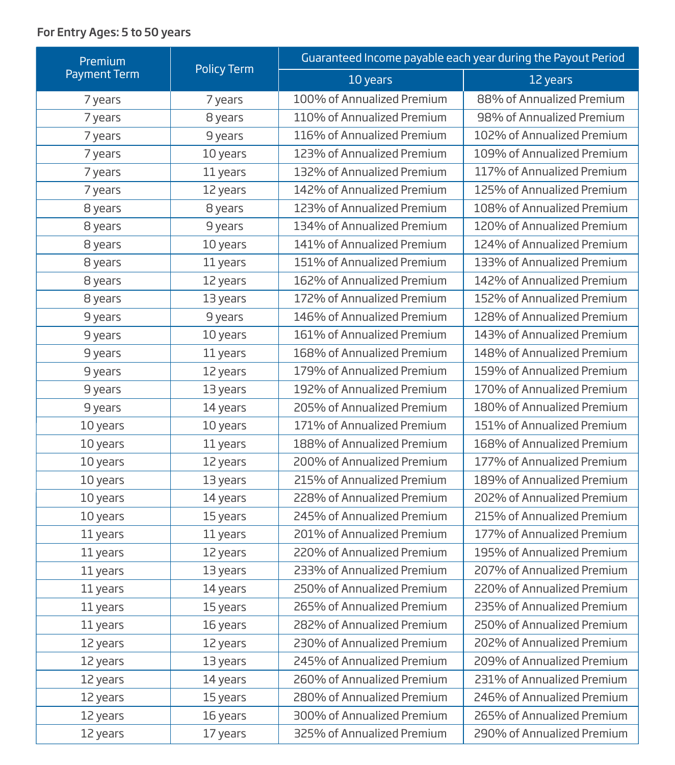**For Entry Ages: 5 to 50 years**

| Premium Payment Term | Policy Term | Guaranteed Income payable each year during the Payout Period | |
|---|---|---|---|
| | | 10 years | 12 years |
| 7 years | 7 years | 100% of Annualized Premium | 88% of Annualized Premium |
| 7 years | 8 years | 110% of Annualized Premium | 98% of Annualized Premium |
| 7 years | 9 years | 116% of Annualized Premium | 102% of Annualized Premium |
| 7 years | 10 years | 123% of Annualized Premium | 109% of Annualized Premium |
| 7 years | 11 years | 132% of Annualized Premium | 117% of Annualized Premium |
| 7 years | 12 years | 142% of Annualized Premium | 125% of Annualized Premium |
| 8 years | 8 years | 123% of Annualized Premium | 108% of Annualized Premium |
| 8 years | 9 years | 134% of Annualized Premium | 120% of Annualized Premium |
| 8 years | 10 years | 141% of Annualized Premium | 124% of Annualized Premium |
| 8 years | 11 years | 151% of Annualized Premium | 133% of Annualized Premium |
| 8 years | 12 years | 162% of Annualized Premium | 142% of Annualized Premium |
| 8 years | 13 years | 172% of Annualized Premium | 152% of Annualized Premium |
| 9 years | 9 years | 146% of Annualized Premium | 128% of Annualized Premium |
| 9 years | 10 years | 161% of Annualized Premium | 143% of Annualized Premium |
| 9 years | 11 years | 168% of Annualized Premium | 148% of Annualized Premium |
| 9 years | 12 years | 179% of Annualized Premium | 159% of Annualized Premium |
| 9 years | 13 years | 192% of Annualized Premium | 170% of Annualized Premium |
| 9 years | 14 years | 205% of Annualized Premium | 180% of Annualized Premium |
| 10 years | 10 years | 171% of Annualized Premium | 151% of Annualized Premium |
| 10 years | 11 years | 188% of Annualized Premium | 168% of Annualized Premium |
| 10 years | 12 years | 200% of Annualized Premium | 177% of Annualized Premium |
| 10 years | 13 years | 215% of Annualized Premium | 189% of Annualized Premium |
| 10 years | 14 years | 228% of Annualized Premium | 202% of Annualized Premium |
| 10 years | 15 years | 245% of Annualized Premium | 215% of Annualized Premium |
| 11 years | 11 years | 201% of Annualized Premium | 177% of Annualized Premium |
| 11 years | 12 years | 220% of Annualized Premium | 195% of Annualized Premium |
| 11 years | 13 years | 233% of Annualized Premium | 207% of Annualized Premium |
| 11 years | 14 years | 250% of Annualized Premium | 220% of Annualized Premium |
| 11 years | 15 years | 265% of Annualized Premium | 235% of Annualized Premium |
| 11 years | 16 years | 282% of Annualized Premium | 250% of Annualized Premium |
| 12 years | 12 years | 230% of Annualized Premium | 202% of Annualized Premium |
| 12 years | 13 years | 245% of Annualized Premium | 209% of Annualized Premium |
| 12 years | 14 years | 260% of Annualized Premium | 231% of Annualized Premium |
| 12 years | 15 years | 280% of Annualized Premium | 246% of Annualized Premium |
| 12 years | 16 years | 300% of Annualized Premium | 265% of Annualized Premium |
| 12 years | 17 years | 325% of Annualized Premium | 290% of Annualized Premium |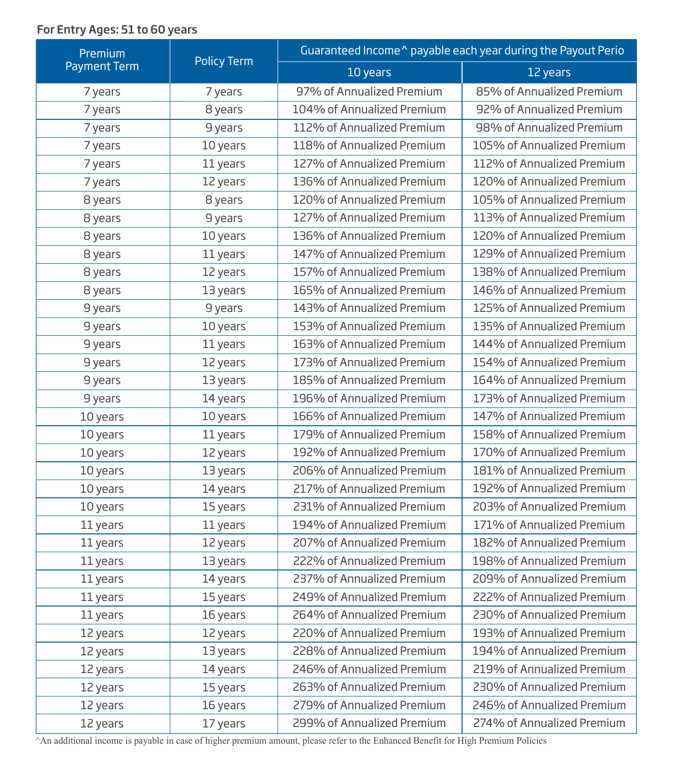**For Entry Ages: 51 to 60 years**

| Premium Payment Term | Policy Term | Guaranteed Income^ payable each year during the Payout Perio | |
|---|---|---|---|
| | | 10 years | 12 years |
| 7 years | 7 years | 97% of Annualized Premium | 85% of Annualized Premium |
| 7 years | 8 years | 104% of Annualized Premium | 92% of Annualized Premium |
| 7 years | 9 years | 112% of Annualized Premium | 98% of Annualized Premium |
| 7 years | 10 years | 118% of Annualized Premium | 105% of Annualized Premium |
| 7 years | 11 years | 127% of Annualized Premium | 112% of Annualized Premium |
| 7 years | 12 years | 136% of Annualized Premium | 120% of Annualized Premium |
| 8 years | 8 years | 120% of Annualized Premium | 105% of Annualized Premium |
| 8 years | 9 years | 127% of Annualized Premium | 113% of Annualized Premium |
| 8 years | 10 years | 136% of Annualized Premium | 120% of Annualized Premium |
| 8 years | 11 years | 147% of Annualized Premium | 129% of Annualized Premium |
| 8 years | 12 years | 157% of Annualized Premium | 138% of Annualized Premium |
| 8 years | 13 years | 165% of Annualized Premium | 146% of Annualized Premium |
| 9 years | 9 years | 143% of Annualized Premium | 125% of Annualized Premium |
| 9 years | 10 years | 153% of Annualized Premium | 135% of Annualized Premium |
| 9 years | 11 years | 163% of Annualized Premium | 144% of Annualized Premium |
| 9 years | 12 years | 173% of Annualized Premium | 154% of Annualized Premium |
| 9 years | 13 years | 185% of Annualized Premium | 164% of Annualized Premium |
| 9 years | 14 years | 196% of Annualized Premium | 173% of Annualized Premium |
| 10 years | 10 years | 166% of Annualized Premium | 147% of Annualized Premium |
| 10 years | 11 years | 179% of Annualized Premium | 158% of Annualized Premium |
| 10 years | 12 years | 192% of Annualized Premium | 170% of Annualized Premium |
| 10 years | 13 years | 206% of Annualized Premium | 181% of Annualized Premium |
| 10 years | 14 years | 217% of Annualized Premium | 192% of Annualized Premium |
| 10 years | 15 years | 231% of Annualized Premium | 203% of Annualized Premium |
| 11 years | 11 years | 194% of Annualized Premium | 171% of Annualized Premium |
| 11 years | 12 years | 207% of Annualized Premium | 182% of Annualized Premium |
| 11 years | 13 years | 222% of Annualized Premium | 198% of Annualized Premium |
| 11 years | 14 years | 237% of Annualized Premium | 209% of Annualized Premium |
| 11 years | 15 years | 249% of Annualized Premium | 222% of Annualized Premium |
| 11 years | 16 years | 264% of Annualized Premium | 230% of Annualized Premium |
| 12 years | 12 years | 220% of Annualized Premium | 193% of Annualized Premium |
| 12 years | 13 years | 228% of Annualized Premium | 194% of Annualized Premium |
| 12 years | 14 years | 246% of Annualized Premium | 219% of Annualized Premium |
| 12 years | 15 years | 263% of Annualized Premium | 230% of Annualized Premium |
| 12 years | 16 years | 279% of Annualized Premium | 246% of Annualized Premium |
| 12 years | 17 years | 299% of Annualized Premium | 274% of Annualized Premium |

^An additional income is payable in case of higher premium amount, please refer to the Enhanced Benefit for High Premium Policies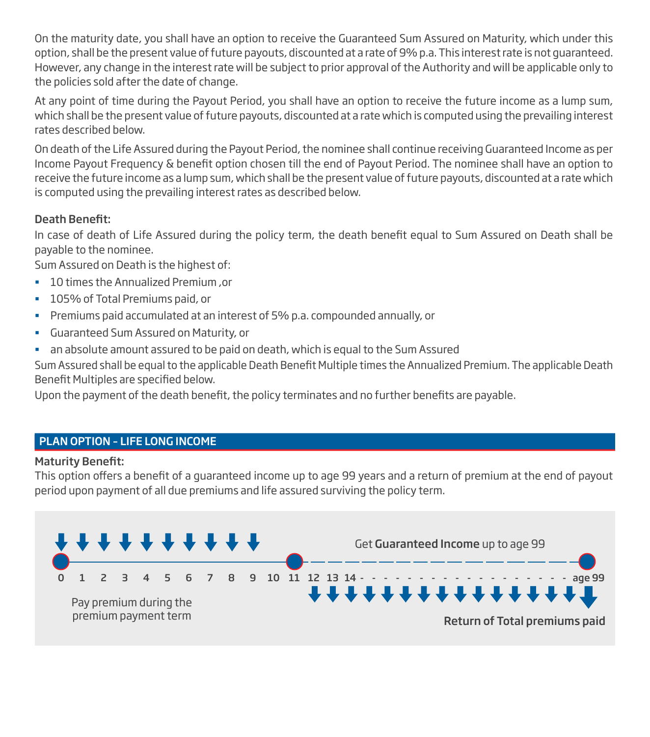On the maturity date, you shall have an option to receive the Guaranteed Sum Assured on Maturity, which under this option, shall be the present value of future payouts, discounted at a rate of 9% p.a. This interest rate is not guaranteed. However, any change in the interest rate will be subject to prior approval of the Authority and will be applicable only to the policies sold after the date of change.

At any point of time during the Payout Period, you shall have an option to receive the future income as a lump sum, which shall be the present value of future payouts, discounted at a rate which is computed using the prevailing interest rates described below.

On death of the Life Assured during the Payout Period, the nominee shall continue receiving Guaranteed Income as per Income Payout Frequency & benefit option chosen till the end of Payout Period. The nominee shall have an option to receive the future income as a lump sum, which shall be the present value of future payouts, discounted at a rate which is computed using the prevailing interest rates as described below.

**Death Benefit:**

In case of death of Life Assured during the policy term, the death benefit equal to Sum Assured on Death shall be payable to the nominee.

Sum Assured on Death is the highest of:

- 10 times the Annualized Premium ,or
- 105% of Total Premiums paid, or
- Premiums paid accumulated at an interest of 5% p.a. compounded annually, or
- Guaranteed Sum Assured on Maturity, or
- an absolute amount assured to be paid on death, which is equal to the Sum Assured

Sum Assured shall be equal to the applicable Death Benefit Multiple times the Annualized Premium. The applicable Death Benefit Multiples are specified below.

Upon the payment of the death benefit, the policy terminates and no further benefits are payable.

## PLAN OPTION – LIFE LONG INCOME

**Maturity Benefit:**

This option offers a benefit of a guaranteed income up to age 99 years and a return of premium at the end of payout period upon payment of all due premiums and life assured surviving the policy term.

Get **Guaranteed Income** up to age 99

0 1 2 3 4 5 6 7 8 9 10 11 12 13 14 - - - - - - - - - - - - - - - - - - age 99

Pay premium during the premium payment term

**Return of Total premiums paid**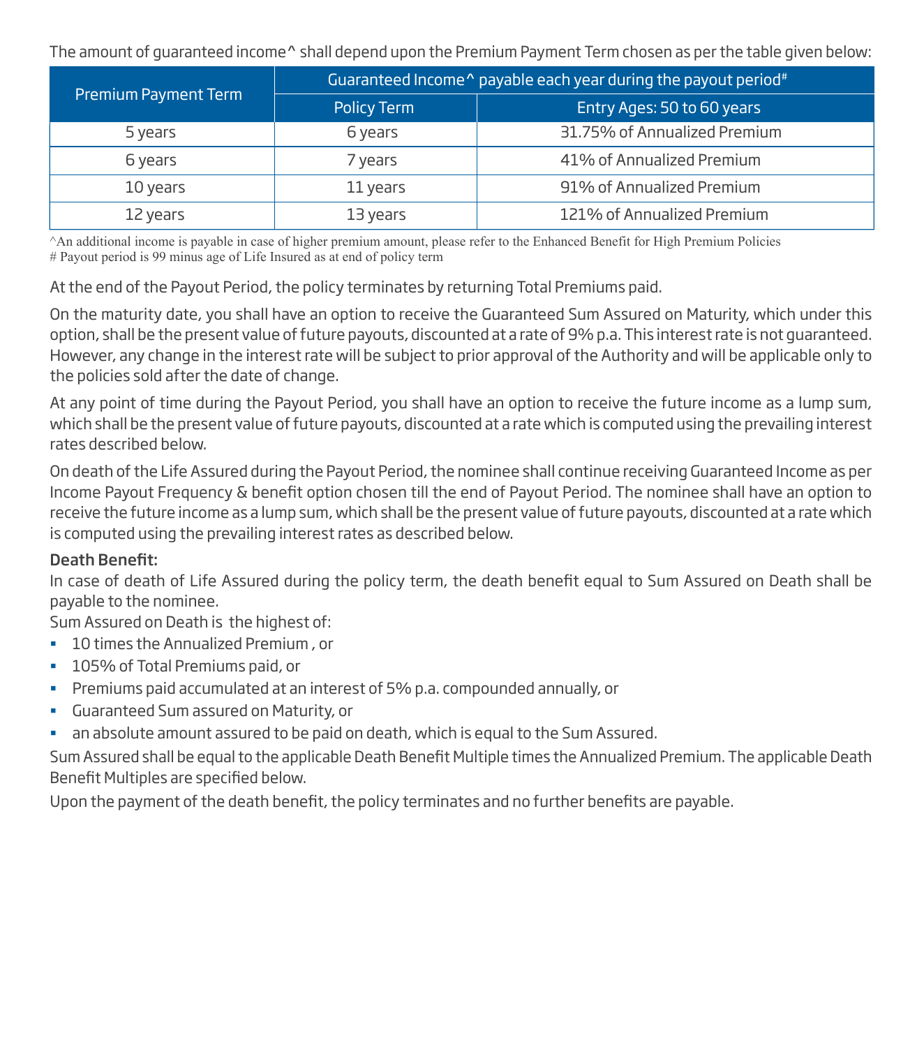The amount of guaranteed income^ shall depend upon the Premium Payment Term chosen as per the table given below:

| Premium Payment Term | Guaranteed Income^ payable each year during the payout period# | |
|---|---|---|
| | Policy Term | Entry Ages: 50 to 60 years |
| 5 years | 6 years | 31.75% of Annualized Premium |
| 6 years | 7 years | 41% of Annualized Premium |
| 10 years | 11 years | 91% of Annualized Premium |
| 12 years | 13 years | 121% of Annualized Premium |

^An additional income is payable in case of higher premium amount, please refer to the Enhanced Benefit for High Premium Policies
# Payout period is 99 minus age of Life Insured as at end of policy term

At the end of the Payout Period, the policy terminates by returning Total Premiums paid.

On the maturity date, you shall have an option to receive the Guaranteed Sum Assured on Maturity, which under this option, shall be the present value of future payouts, discounted at a rate of 9% p.a. This interest rate is not guaranteed. However, any change in the interest rate will be subject to prior approval of the Authority and will be applicable only to the policies sold after the date of change.

At any point of time during the Payout Period, you shall have an option to receive the future income as a lump sum, which shall be the present value of future payouts, discounted at a rate which is computed using the prevailing interest rates described below.

On death of the Life Assured during the Payout Period, the nominee shall continue receiving Guaranteed Income as per Income Payout Frequency & benefit option chosen till the end of Payout Period. The nominee shall have an option to receive the future income as a lump sum, which shall be the present value of future payouts, discounted at a rate which is computed using the prevailing interest rates as described below.

**Death Benefit:**

In case of death of Life Assured during the policy term, the death benefit equal to Sum Assured on Death shall be payable to the nominee.

Sum Assured on Death is the highest of:

- 10 times the Annualized Premium , or
- 105% of Total Premiums paid, or
- Premiums paid accumulated at an interest of 5% p.a. compounded annually, or
- Guaranteed Sum assured on Maturity, or
- an absolute amount assured to be paid on death, which is equal to the Sum Assured.

Sum Assured shall be equal to the applicable Death Benefit Multiple times the Annualized Premium. The applicable Death Benefit Multiples are specified below.

Upon the payment of the death benefit, the policy terminates and no further benefits are payable.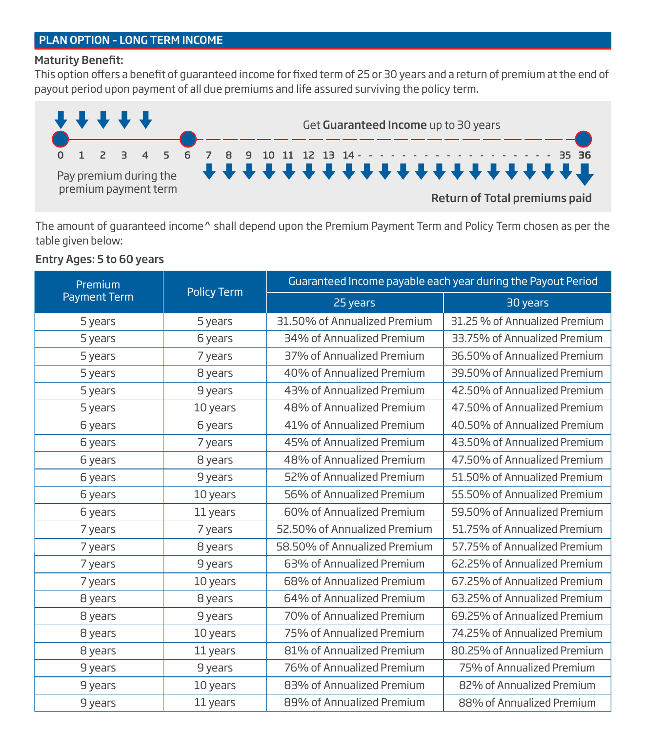## PLAN OPTION - LONG TERM INCOME

**Maturity Benefit:**

This option offers a benefit of guaranteed income for fixed term of 25 or 30 years and a return of premium at the end of payout period upon payment of all due premiums and life assured surviving the policy term.

0 1 2 3 4 5 6 7 8 9 10 11 12 13 14 - - - 35 36

Pay premium during the premium payment term

Get **Guaranteed Income** up to 30 years

**Return of Total premiums paid**

The amount of guaranteed income^ shall depend upon the Premium Payment Term and Policy Term chosen as per the table given below:

**Entry Ages: 5 to 60 years**

| Premium Payment Term | Policy Term | Guaranteed Income payable each year during the Payout Period | |
|---|---|---|---|
| | | 25 years | 30 years |
| 5 years | 5 years | 31.50% of Annualized Premium | 31.25 % of Annualized Premium |
| 5 years | 6 years | 34% of Annualized Premium | 33.75% of Annualized Premium |
| 5 years | 7 years | 37% of Annualized Premium | 36.50% of Annualized Premium |
| 5 years | 8 years | 40% of Annualized Premium | 39.50% of Annualized Premium |
| 5 years | 9 years | 43% of Annualized Premium | 42.50% of Annualized Premium |
| 5 years | 10 years | 48% of Annualized Premium | 47.50% of Annualized Premium |
| 6 years | 6 years | 41% of Annualized Premium | 40.50% of Annualized Premium |
| 6 years | 7 years | 45% of Annualized Premium | 43.50% of Annualized Premium |
| 6 years | 8 years | 48% of Annualized Premium | 47.50% of Annualized Premium |
| 6 years | 9 years | 52% of Annualized Premium | 51.50% of Annualized Premium |
| 6 years | 10 years | 56% of Annualized Premium | 55.50% of Annualized Premium |
| 6 years | 11 years | 60% of Annualized Premium | 59.50% of Annualized Premium |
| 7 years | 7 years | 52.50% of Annualized Premium | 51.75% of Annualized Premium |
| 7 years | 8 years | 58.50% of Annualized Premium | 57.75% of Annualized Premium |
| 7 years | 9 years | 63% of Annualized Premium | 62.25% of Annualized Premium |
| 7 years | 10 years | 68% of Annualized Premium | 67.25% of Annualized Premium |
| 8 years | 8 years | 64% of Annualized Premium | 63.25% of Annualized Premium |
| 8 years | 9 years | 70% of Annualized Premium | 69.25% of Annualized Premium |
| 8 years | 10 years | 75% of Annualized Premium | 74.25% of Annualized Premium |
| 8 years | 11 years | 81% of Annualized Premium | 80.25% of Annualized Premium |
| 9 years | 9 years | 76% of Annualized Premium | 75% of Annualized Premium |
| 9 years | 10 years | 83% of Annualized Premium | 82% of Annualized Premium |
| 9 years | 11 years | 89% of Annualized Premium | 88% of Annualized Premium |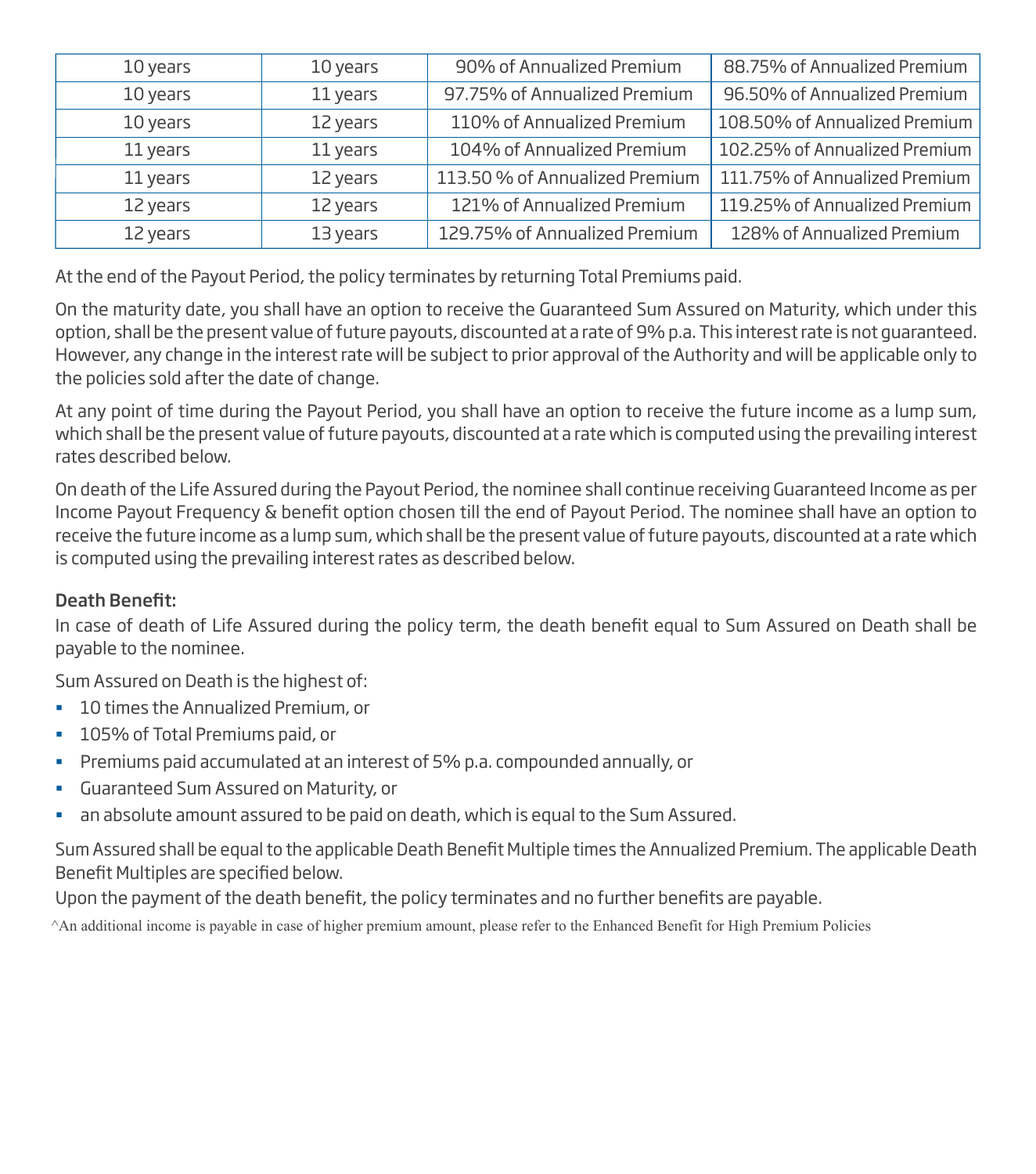| | | | |
|---|---|---|---|
| 10 years | 10 years | 90% of Annualized Premium | 88.75% of Annualized Premium |
| 10 years | 11 years | 97.75% of Annualized Premium | 96.50% of Annualized Premium |
| 10 years | 12 years | 110% of Annualized Premium | 108.50% of Annualized Premium |
| 11 years | 11 years | 104% of Annualized Premium | 102.25% of Annualized Premium |
| 11 years | 12 years | 113.50 % of Annualized Premium | 111.75% of Annualized Premium |
| 12 years | 12 years | 121% of Annualized Premium | 119.25% of Annualized Premium |
| 12 years | 13 years | 129.75% of Annualized Premium | 128% of Annualized Premium |

At the end of the Payout Period, the policy terminates by returning Total Premiums paid.

On the maturity date, you shall have an option to receive the Guaranteed Sum Assured on Maturity, which under this option, shall be the present value of future payouts, discounted at a rate of 9% p.a. This interest rate is not guaranteed. However, any change in the interest rate will be subject to prior approval of the Authority and will be applicable only to the policies sold after the date of change.

At any point of time during the Payout Period, you shall have an option to receive the future income as a lump sum, which shall be the present value of future payouts, discounted at a rate which is computed using the prevailing interest rates described below.

On death of the Life Assured during the Payout Period, the nominee shall continue receiving Guaranteed Income as per Income Payout Frequency & benefit option chosen till the end of Payout Period. The nominee shall have an option to receive the future income as a lump sum, which shall be the present value of future payouts, discounted at a rate which is computed using the prevailing interest rates as described below.

**Death Benefit:**

In case of death of Life Assured during the policy term, the death benefit equal to Sum Assured on Death shall be payable to the nominee.

Sum Assured on Death is the highest of:

- 10 times the Annualized Premium, or
- 105% of Total Premiums paid, or
- Premiums paid accumulated at an interest of 5% p.a. compounded annually, or
- Guaranteed Sum Assured on Maturity, or
- an absolute amount assured to be paid on death, which is equal to the Sum Assured.

Sum Assured shall be equal to the applicable Death Benefit Multiple times the Annualized Premium. The applicable Death Benefit Multiples are specified below.

Upon the payment of the death benefit, the policy terminates and no further benefits are payable.

^An additional income is payable in case of higher premium amount, please refer to the Enhanced Benefit for High Premium Policies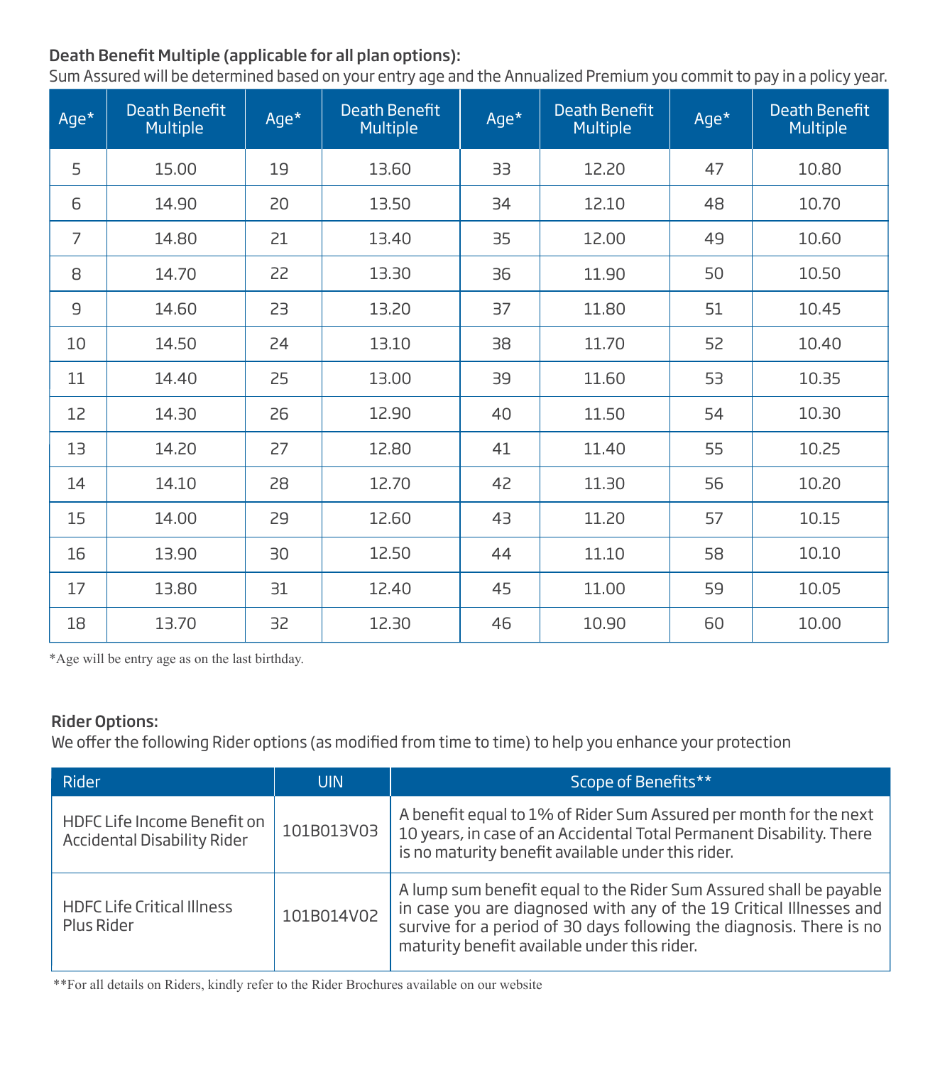**Death Benefit Multiple (applicable for all plan options):**

Sum Assured will be determined based on your entry age and the Annualized Premium you commit to pay in a policy year.

| Age* | Death Benefit Multiple | Age* | Death Benefit Multiple | Age* | Death Benefit Multiple | Age* | Death Benefit Multiple |
|---|---|---|---|---|---|---|---|
| 5 | 15.00 | 19 | 13.60 | 33 | 12.20 | 47 | 10.80 |
| 6 | 14.90 | 20 | 13.50 | 34 | 12.10 | 48 | 10.70 |
| 7 | 14.80 | 21 | 13.40 | 35 | 12.00 | 49 | 10.60 |
| 8 | 14.70 | 22 | 13.30 | 36 | 11.90 | 50 | 10.50 |
| 9 | 14.60 | 23 | 13.20 | 37 | 11.80 | 51 | 10.45 |
| 10 | 14.50 | 24 | 13.10 | 38 | 11.70 | 52 | 10.40 |
| 11 | 14.40 | 25 | 13.00 | 39 | 11.60 | 53 | 10.35 |
| 12 | 14.30 | 26 | 12.90 | 40 | 11.50 | 54 | 10.30 |
| 13 | 14.20 | 27 | 12.80 | 41 | 11.40 | 55 | 10.25 |
| 14 | 14.10 | 28 | 12.70 | 42 | 11.30 | 56 | 10.20 |
| 15 | 14.00 | 29 | 12.60 | 43 | 11.20 | 57 | 10.15 |
| 16 | 13.90 | 30 | 12.50 | 44 | 11.10 | 58 | 10.10 |
| 17 | 13.80 | 31 | 12.40 | 45 | 11.00 | 59 | 10.05 |
| 18 | 13.70 | 32 | 12.30 | 46 | 10.90 | 60 | 10.00 |

*Age will be entry age as on the last birthday.

**Rider Options:**

We offer the following Rider options (as modified from time to time) to help you enhance your protection

| Rider | UIN | Scope of Benefits** |
|---|---|---|
| HDFC Life Income Benefit on Accidental Disability Rider | 101B013V03 | A benefit equal to 1% of Rider Sum Assured per month for the next 10 years, in case of an Accidental Total Permanent Disability. There is no maturity benefit available under this rider. |
| HDFC Life Critical Illness Plus Rider | 101B014V02 | A lump sum benefit equal to the Rider Sum Assured shall be payable in case you are diagnosed with any of the 19 Critical Illnesses and survive for a period of 30 days following the diagnosis. There is no maturity benefit available under this rider. |

**For all details on Riders, kindly refer to the Rider Brochures available on our website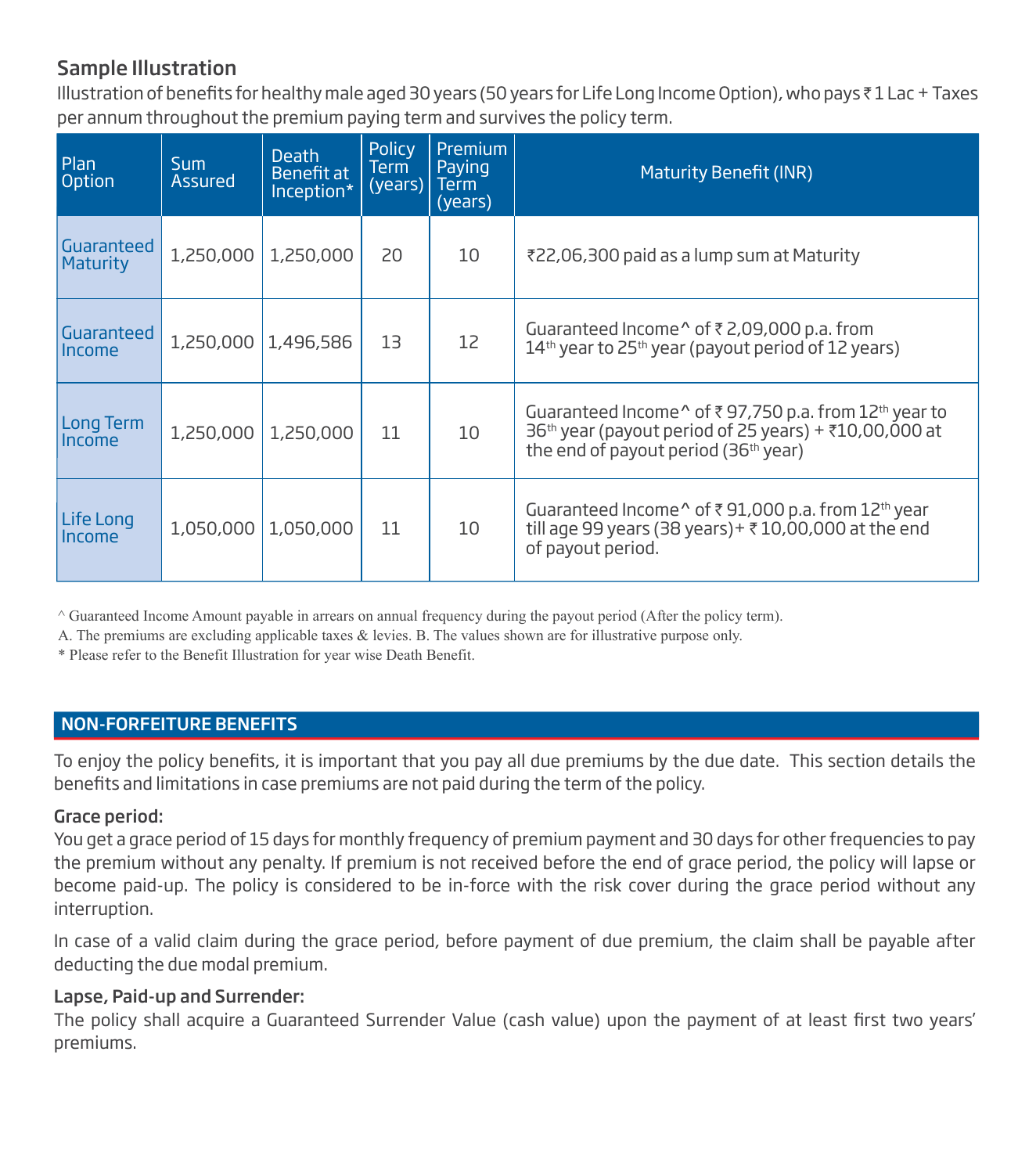## Sample Illustration

Illustration of benefits for healthy male aged 30 years (50 years for Life Long Income Option), who pays ₹ 1 Lac + Taxes per annum throughout the premium paying term and survives the policy term.

| Plan Option | Sum Assured | Death Benefit at Inception* | Policy Term (years) | Premium Paying Term (years) | Maturity Benefit (INR) |
|---|---|---|---|---|---|
| Guaranteed Maturity | 1,250,000 | 1,250,000 | 20 | 10 | ₹22,06,300 paid as a lump sum at Maturity |
| Guaranteed Income | 1,250,000 | 1,496,586 | 13 | 12 | Guaranteed Income^ of ₹ 2,09,000 p.a. from 14th year to 25th year (payout period of 12 years) |
| Long Term Income | 1,250,000 | 1,250,000 | 11 | 10 | Guaranteed Income^ of ₹ 97,750 p.a. from 12th year to 36th year (payout period of 25 years) + ₹10,00,000 at the end of payout period (36th year) |
| Life Long Income | 1,050,000 | 1,050,000 | 11 | 10 | Guaranteed Income^ of ₹ 91,000 p.a. from 12th year till age 99 years (38 years)+ ₹ 10,00,000 at the end of payout period. |

^ Guaranteed Income Amount payable in arrears on annual frequency during the payout period (After the policy term).

A. The premiums are excluding applicable taxes & levies. B. The values shown are for illustrative purpose only.

* Please refer to the Benefit Illustration for year wise Death Benefit.

## NON-FORFEITURE BENEFITS

To enjoy the policy benefits, it is important that you pay all due premiums by the due date. This section details the benefits and limitations in case premiums are not paid during the term of the policy.

**Grace period:**

You get a grace period of 15 days for monthly frequency of premium payment and 30 days for other frequencies to pay the premium without any penalty. If premium is not received before the end of grace period, the policy will lapse or become paid-up. The policy is considered to be in-force with the risk cover during the grace period without any interruption.

In case of a valid claim during the grace period, before payment of due premium, the claim shall be payable after deducting the due modal premium.

**Lapse, Paid-up and Surrender:**

The policy shall acquire a Guaranteed Surrender Value (cash value) upon the payment of at least first two years' premiums.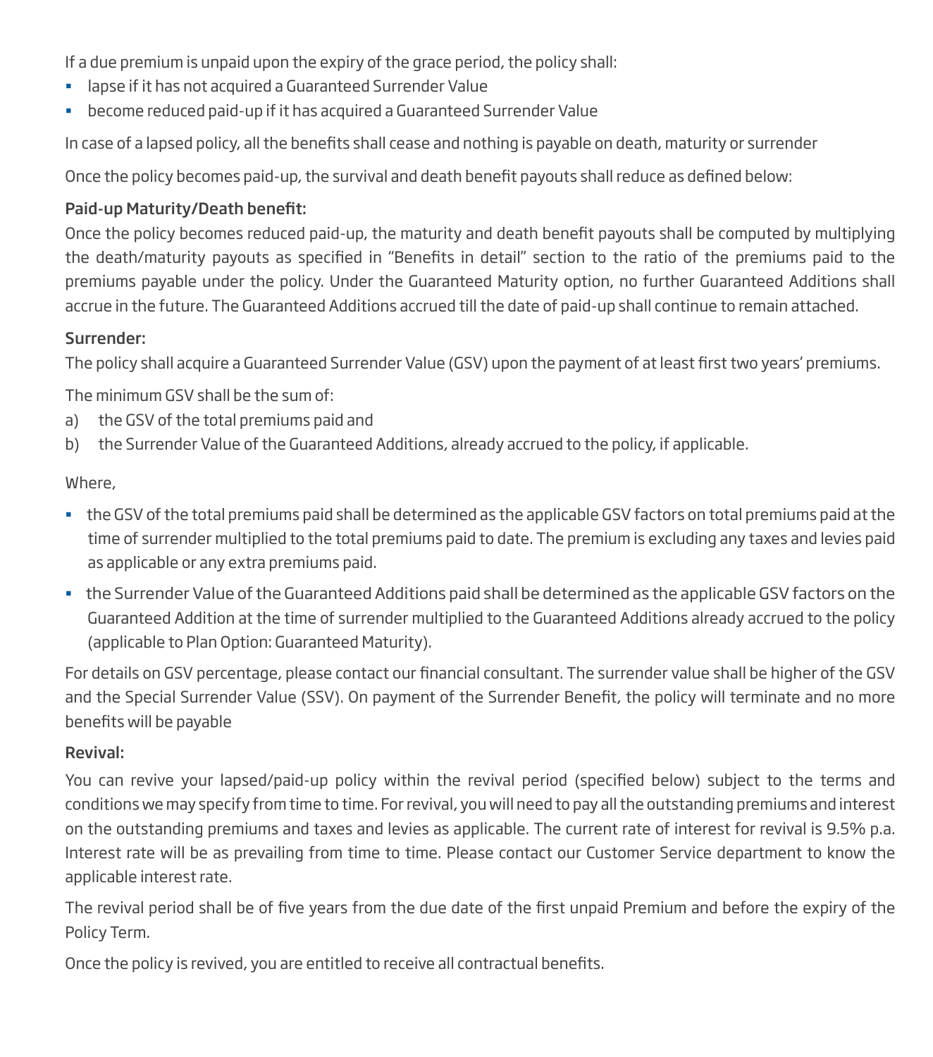If a due premium is unpaid upon the expiry of the grace period, the policy shall:

- lapse if it has not acquired a Guaranteed Surrender Value
- become reduced paid-up if it has acquired a Guaranteed Surrender Value

In case of a lapsed policy, all the benefits shall cease and nothing is payable on death, maturity or surrender

Once the policy becomes paid-up, the survival and death benefit payouts shall reduce as defined below:

### Paid-up Maturity/Death benefit:

Once the policy becomes reduced paid-up, the maturity and death benefit payouts shall be computed by multiplying the death/maturity payouts as specified in "Benefits in detail" section to the ratio of the premiums paid to the premiums payable under the policy. Under the Guaranteed Maturity option, no further Guaranteed Additions shall accrue in the future. The Guaranteed Additions accrued till the date of paid-up shall continue to remain attached.

### Surrender:

The policy shall acquire a Guaranteed Surrender Value (GSV) upon the payment of at least first two years' premiums.

The minimum GSV shall be the sum of:

a) the GSV of the total premiums paid and
b) the Surrender Value of the Guaranteed Additions, already accrued to the policy, if applicable.

Where,

- the GSV of the total premiums paid shall be determined as the applicable GSV factors on total premiums paid at the time of surrender multiplied to the total premiums paid to date. The premium is excluding any taxes and levies paid as applicable or any extra premiums paid.
- the Surrender Value of the Guaranteed Additions paid shall be determined as the applicable GSV factors on the Guaranteed Addition at the time of surrender multiplied to the Guaranteed Additions already accrued to the policy (applicable to Plan Option: Guaranteed Maturity).

For details on GSV percentage, please contact our financial consultant. The surrender value shall be higher of the GSV and the Special Surrender Value (SSV). On payment of the Surrender Benefit, the policy will terminate and no more benefits will be payable

### Revival:

You can revive your lapsed/paid-up policy within the revival period (specified below) subject to the terms and conditions we may specify from time to time. For revival, you will need to pay all the outstanding premiums and interest on the outstanding premiums and taxes and levies as applicable. The current rate of interest for revival is 9.5% p.a. Interest rate will be as prevailing from time to time. Please contact our Customer Service department to know the applicable interest rate.

The revival period shall be of five years from the due date of the first unpaid Premium and before the expiry of the Policy Term.

Once the policy is revived, you are entitled to receive all contractual benefits.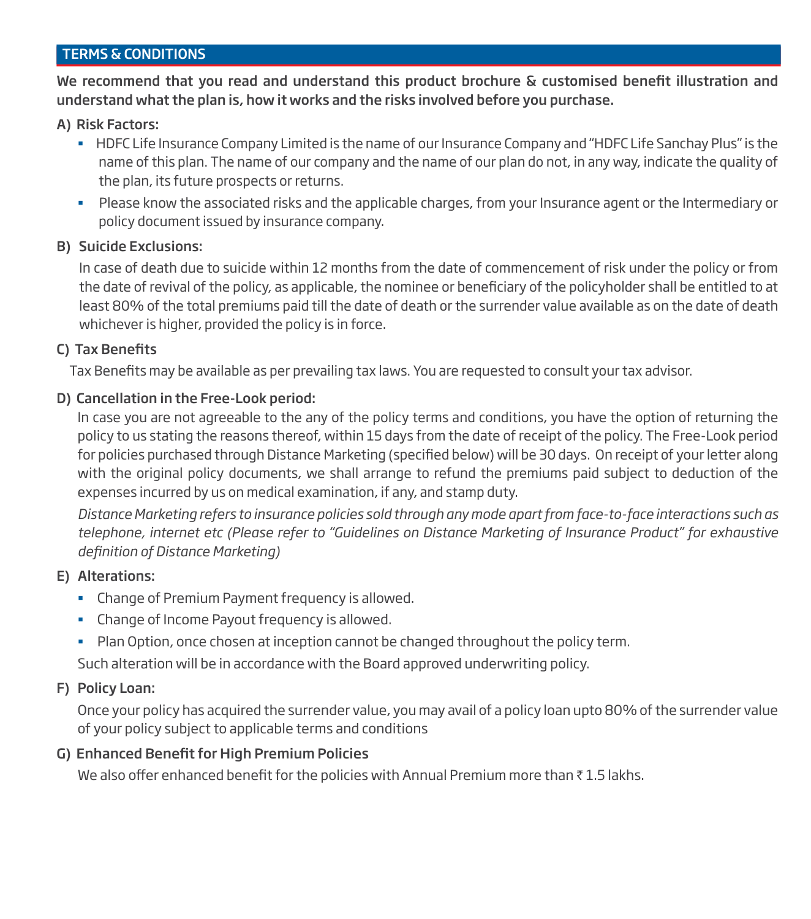## TERMS & CONDITIONS

**We recommend that you read and understand this product brochure & customised benefit illustration and understand what the plan is, how it works and the risks involved before you purchase.**

### A) Risk Factors:

- HDFC Life Insurance Company Limited is the name of our Insurance Company and "HDFC Life Sanchay Plus" is the name of this plan. The name of our company and the name of our plan do not, in any way, indicate the quality of the plan, its future prospects or returns.
- Please know the associated risks and the applicable charges, from your Insurance agent or the Intermediary or policy document issued by insurance company.

### B) Suicide Exclusions:

In case of death due to suicide within 12 months from the date of commencement of risk under the policy or from the date of revival of the policy, as applicable, the nominee or beneficiary of the policyholder shall be entitled to at least 80% of the total premiums paid till the date of death or the surrender value available as on the date of death whichever is higher, provided the policy is in force.

### C) Tax Benefits

Tax Benefits may be available as per prevailing tax laws. You are requested to consult your tax advisor.

### D) Cancellation in the Free-Look period:

In case you are not agreeable to the any of the policy terms and conditions, you have the option of returning the policy to us stating the reasons thereof, within 15 days from the date of receipt of the policy. The Free-Look period for policies purchased through Distance Marketing (specified below) will be 30 days. On receipt of your letter along with the original policy documents, we shall arrange to refund the premiums paid subject to deduction of the expenses incurred by us on medical examination, if any, and stamp duty.

*Distance Marketing refers to insurance policies sold through any mode apart from face-to-face interactions such as telephone, internet etc (Please refer to "Guidelines on Distance Marketing of Insurance Product" for exhaustive definition of Distance Marketing)*

### E) Alterations:

- Change of Premium Payment frequency is allowed.
- Change of Income Payout frequency is allowed.
- Plan Option, once chosen at inception cannot be changed throughout the policy term.

Such alteration will be in accordance with the Board approved underwriting policy.

### F) Policy Loan:

Once your policy has acquired the surrender value, you may avail of a policy loan upto 80% of the surrender value of your policy subject to applicable terms and conditions

### G) Enhanced Benefit for High Premium Policies

We also offer enhanced benefit for the policies with Annual Premium more than ₹ 1.5 lakhs.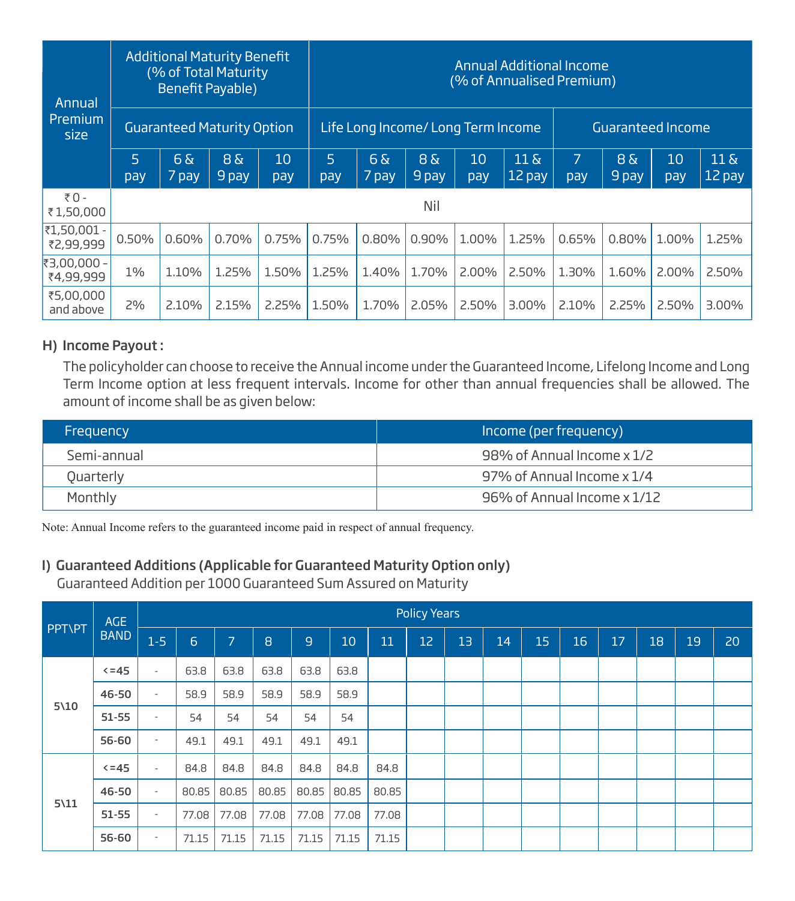| Annual Premium size | Additional Maturity Benefit (% of Total Maturity Benefit Payable) | | | | Annual Additional Income (% of Annualised Premium) | | | | | | | | |
|---|---|---|---|---|---|---|---|---|---|---|---|---|---|
| | Guaranteed Maturity Option | | | | Life Long Income/ Long Term Income | | | | | Guaranteed Income | | | |
| | 5 pay | 6 & 7 pay | 8 & 9 pay | 10 pay | 5 pay | 6 & 7 pay | 8 & 9 pay | 10 pay | 11 & 12 pay | 7 pay | 8 & 9 pay | 10 pay | 11 & 12 pay |
| ₹ 0 - ₹ 1,50,000 | Nil | | | | | | | | | | | | |
| ₹1,50,001 - ₹2,99,999 | 0.50% | 0.60% | 0.70% | 0.75% | 0.75% | 0.80% | 0.90% | 1.00% | 1.25% | 0.65% | 0.80% | 1.00% | 1.25% |
| ₹3,00,000 – ₹4,99,999 | 1% | 1.10% | 1.25% | 1.50% | 1.25% | 1.40% | 1.70% | 2.00% | 2.50% | 1.30% | 1.60% | 2.00% | 2.50% |
| ₹5,00,000 and above | 2% | 2.10% | 2.15% | 2.25% | 1.50% | 1.70% | 2.05% | 2.50% | 3.00% | 2.10% | 2.25% | 2.50% | 3.00% |

## H) Income Payout :

The policyholder can choose to receive the Annual income under the Guaranteed Income, Lifelong Income and Long Term Income option at less frequent intervals. Income for other than annual frequencies shall be allowed. The amount of income shall be as given below:

| Frequency | Income (per frequency) |
|---|---|
| Semi-annual | 98% of Annual Income x 1/2 |
| Quarterly | 97% of Annual Income x 1/4 |
| Monthly | 96% of Annual Income x 1/12 |

Note: Annual Income refers to the guaranteed income paid in respect of annual frequency.

## I) Guaranteed Additions (Applicable for Guaranteed Maturity Option only)

Guaranteed Addition per 1000 Guaranteed Sum Assured on Maturity

| PPT\PT | AGE BAND | Policy Years | | | | | | | | | | | | | | | |
|---|---|---|---|---|---|---|---|---|---|---|---|---|---|---|---|---|---|
| | | 1-5 | 6 | 7 | 8 | 9 | 10 | 11 | 12 | 13 | 14 | 15 | 16 | 17 | 18 | 19 | 20 |
| 5\10 | <=45 | - | 63.8 | 63.8 | 63.8 | 63.8 | 63.8 | | | | | | | | | | |
| | 46-50 | - | 58.9 | 58.9 | 58.9 | 58.9 | 58.9 | | | | | | | | | | |
| | 51-55 | - | 54 | 54 | 54 | 54 | 54 | | | | | | | | | | |
| | 56-60 | - | 49.1 | 49.1 | 49.1 | 49.1 | 49.1 | | | | | | | | | | |
| 5\11 | <=45 | - | 84.8 | 84.8 | 84.8 | 84.8 | 84.8 | 84.8 | | | | | | | | | |
| | 46-50 | - | 80.85 | 80.85 | 80.85 | 80.85 | 80.85 | 80.85 | | | | | | | | | |
| | 51-55 | - | 77.08 | 77.08 | 77.08 | 77.08 | 77.08 | 77.08 | | | | | | | | | |
| | 56-60 | - | 71.15 | 71.15 | 71.15 | 71.15 | 71.15 | 71.15 | | | | | | | | | |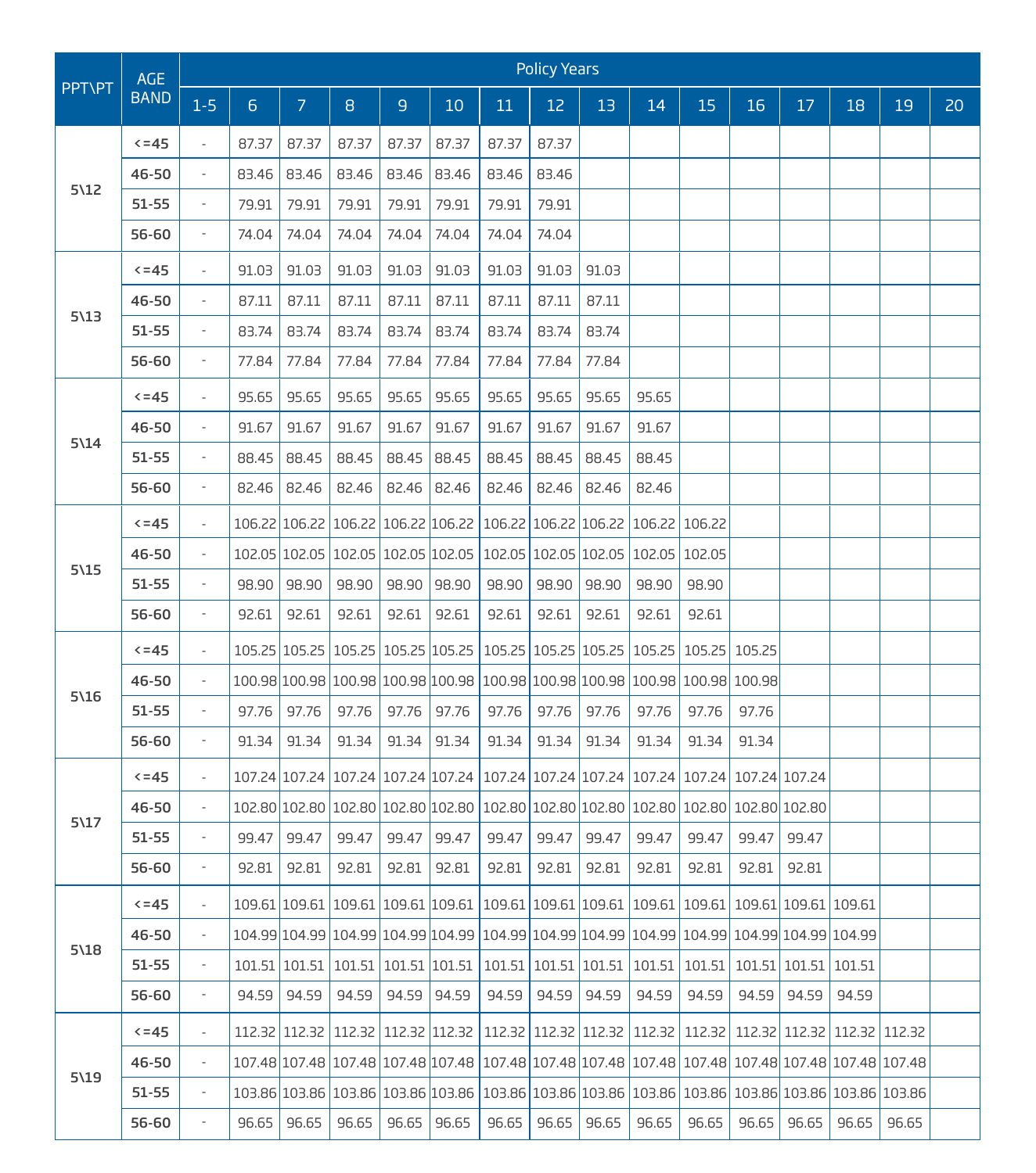| PPT\PT | AGE BAND | Policy Years | | | | | | | | | | | | | | |
|---|---|---|---|---|---|---|---|---|---|---|---|---|---|---|---|---|
| | | 1-5 | 6 | 7 | 8 | 9 | 10 | 11 | 12 | 13 | 14 | 15 | 16 | 17 | 18 | 19 | 20 |
| 5\12 | <=45 | - | 87.37 | 87.37 | 87.37 | 87.37 | 87.37 | 87.37 | 87.37 | | | | | | | | |
| | 46-50 | - | 83.46 | 83.46 | 83.46 | 83.46 | 83.46 | 83.46 | 83.46 | | | | | | | | |
| | 51-55 | - | 79.91 | 79.91 | 79.91 | 79.91 | 79.91 | 79.91 | 79.91 | | | | | | | | |
| | 56-60 | - | 74.04 | 74.04 | 74.04 | 74.04 | 74.04 | 74.04 | 74.04 | | | | | | | | |
| 5\13 | <=45 | - | 91.03 | 91.03 | 91.03 | 91.03 | 91.03 | 91.03 | 91.03 | 91.03 | | | | | | | |
| | 46-50 | - | 87.11 | 87.11 | 87.11 | 87.11 | 87.11 | 87.11 | 87.11 | 87.11 | | | | | | | |
| | 51-55 | - | 83.74 | 83.74 | 83.74 | 83.74 | 83.74 | 83.74 | 83.74 | 83.74 | | | | | | | |
| | 56-60 | - | 77.84 | 77.84 | 77.84 | 77.84 | 77.84 | 77.84 | 77.84 | 77.84 | | | | | | | |
| 5\14 | <=45 | - | 95.65 | 95.65 | 95.65 | 95.65 | 95.65 | 95.65 | 95.65 | 95.65 | 95.65 | | | | | | |
| | 46-50 | - | 91.67 | 91.67 | 91.67 | 91.67 | 91.67 | 91.67 | 91.67 | 91.67 | 91.67 | | | | | | |
| | 51-55 | - | 88.45 | 88.45 | 88.45 | 88.45 | 88.45 | 88.45 | 88.45 | 88.45 | 88.45 | | | | | | |
| | 56-60 | - | 82.46 | 82.46 | 82.46 | 82.46 | 82.46 | 82.46 | 82.46 | 82.46 | 82.46 | | | | | | |
| 5\15 | <=45 | - | 106.22 | 106.22 | 106.22 | 106.22 | 106.22 | 106.22 | 106.22 | 106.22 | 106.22 | 106.22 | | | | | |
| | 46-50 | - | 102.05 | 102.05 | 102.05 | 102.05 | 102.05 | 102.05 | 102.05 | 102.05 | 102.05 | 102.05 | | | | | |
| | 51-55 | - | 98.90 | 98.90 | 98.90 | 98.90 | 98.90 | 98.90 | 98.90 | 98.90 | 98.90 | 98.90 | | | | | |
| | 56-60 | - | 92.61 | 92.61 | 92.61 | 92.61 | 92.61 | 92.61 | 92.61 | 92.61 | 92.61 | 92.61 | | | | | |
| 5\16 | <=45 | - | 105.25 | 105.25 | 105.25 | 105.25 | 105.25 | 105.25 | 105.25 | 105.25 | 105.25 | 105.25 | 105.25 | | | | |
| | 46-50 | - | 100.98 | 100.98 | 100.98 | 100.98 | 100.98 | 100.98 | 100.98 | 100.98 | 100.98 | 100.98 | 100.98 | | | | |
| | 51-55 | - | 97.76 | 97.76 | 97.76 | 97.76 | 97.76 | 97.76 | 97.76 | 97.76 | 97.76 | 97.76 | 97.76 | | | | |
| | 56-60 | - | 91.34 | 91.34 | 91.34 | 91.34 | 91.34 | 91.34 | 91.34 | 91.34 | 91.34 | 91.34 | 91.34 | | | | |
| 5\17 | <=45 | - | 107.24 | 107.24 | 107.24 | 107.24 | 107.24 | 107.24 | 107.24 | 107.24 | 107.24 | 107.24 | 107.24 | 107.24 | | | |
| | 46-50 | - | 102.80 | 102.80 | 102.80 | 102.80 | 102.80 | 102.80 | 102.80 | 102.80 | 102.80 | 102.80 | 102.80 | 102.80 | | | |
| | 51-55 | - | 99.47 | 99.47 | 99.47 | 99.47 | 99.47 | 99.47 | 99.47 | 99.47 | 99.47 | 99.47 | 99.47 | 99.47 | | | |
| | 56-60 | - | 92.81 | 92.81 | 92.81 | 92.81 | 92.81 | 92.81 | 92.81 | 92.81 | 92.81 | 92.81 | 92.81 | 92.81 | | | |
| 5\18 | <=45 | - | 109.61 | 109.61 | 109.61 | 109.61 | 109.61 | 109.61 | 109.61 | 109.61 | 109.61 | 109.61 | 109.61 | 109.61 | 109.61 | | |
| | 46-50 | - | 104.99 | 104.99 | 104.99 | 104.99 | 104.99 | 104.99 | 104.99 | 104.99 | 104.99 | 104.99 | 104.99 | 104.99 | 104.99 | | |
| | 51-55 | - | 101.51 | 101.51 | 101.51 | 101.51 | 101.51 | 101.51 | 101.51 | 101.51 | 101.51 | 101.51 | 101.51 | 101.51 | 101.51 | | |
| | 56-60 | - | 94.59 | 94.59 | 94.59 | 94.59 | 94.59 | 94.59 | 94.59 | 94.59 | 94.59 | 94.59 | 94.59 | 94.59 | 94.59 | | |
| 5\19 | <=45 | - | 112.32 | 112.32 | 112.32 | 112.32 | 112.32 | 112.32 | 112.32 | 112.32 | 112.32 | 112.32 | 112.32 | 112.32 | 112.32 | 112.32 | |
| | 46-50 | - | 107.48 | 107.48 | 107.48 | 107.48 | 107.48 | 107.48 | 107.48 | 107.48 | 107.48 | 107.48 | 107.48 | 107.48 | 107.48 | 107.48 | |
| | 51-55 | - | 103.86 | 103.86 | 103.86 | 103.86 | 103.86 | 103.86 | 103.86 | 103.86 | 103.86 | 103.86 | 103.86 | 103.86 | 103.86 | 103.86 | |
| | 56-60 | - | 96.65 | 96.65 | 96.65 | 96.65 | 96.65 | 96.65 | 96.65 | 96.65 | 96.65 | 96.65 | 96.65 | 96.65 | 96.65 | 96.65 | |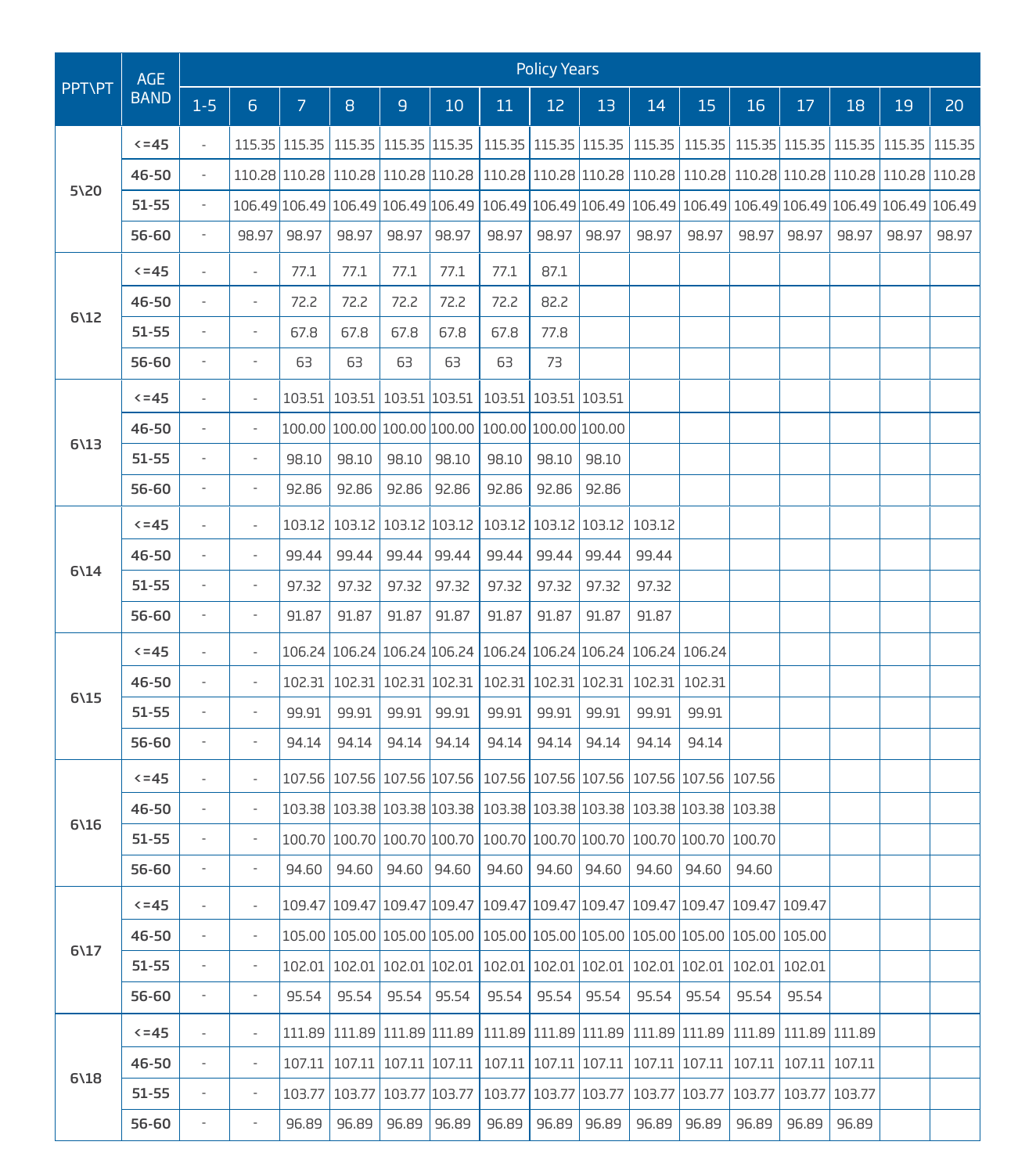| PPT\PT | AGE BAND | Policy Years | | | | | | | | | | | | | | | |
|---|---|---|---|---|---|---|---|---|---|---|---|---|---|---|---|---|---|
| | | 1-5 | 6 | 7 | 8 | 9 | 10 | 11 | 12 | 13 | 14 | 15 | 16 | 17 | 18 | 19 | 20 |
| 5\20 | <=45 | - | 115.35 | 115.35 | 115.35 | 115.35 | 115.35 | 115.35 | 115.35 | 115.35 | 115.35 | 115.35 | 115.35 | 115.35 | 115.35 | 115.35 | 115.35 |
| | 46-50 | - | 110.28 | 110.28 | 110.28 | 110.28 | 110.28 | 110.28 | 110.28 | 110.28 | 110.28 | 110.28 | 110.28 | 110.28 | 110.28 | 110.28 | 110.28 |
| | 51-55 | - | 106.49 | 106.49 | 106.49 | 106.49 | 106.49 | 106.49 | 106.49 | 106.49 | 106.49 | 106.49 | 106.49 | 106.49 | 106.49 | 106.49 | 106.49 |
| | 56-60 | - | 98.97 | 98.97 | 98.97 | 98.97 | 98.97 | 98.97 | 98.97 | 98.97 | 98.97 | 98.97 | 98.97 | 98.97 | 98.97 | 98.97 | 98.97 |
| 6\12 | <=45 | - | - | 77.1 | 77.1 | 77.1 | 77.1 | 77.1 | 87.1 | | | | | | | | |
| | 46-50 | - | - | 72.2 | 72.2 | 72.2 | 72.2 | 72.2 | 82.2 | | | | | | | | |
| | 51-55 | - | - | 67.8 | 67.8 | 67.8 | 67.8 | 67.8 | 77.8 | | | | | | | | |
| | 56-60 | - | - | 63 | 63 | 63 | 63 | 63 | 73 | | | | | | | | |
| 6\13 | <=45 | - | - | 103.51 | 103.51 | 103.51 | 103.51 | 103.51 | 103.51 | 103.51 | | | | | | | |
| | 46-50 | - | - | 100.00 | 100.00 | 100.00 | 100.00 | 100.00 | 100.00 | 100.00 | | | | | | | |
| | 51-55 | - | - | 98.10 | 98.10 | 98.10 | 98.10 | 98.10 | 98.10 | 98.10 | | | | | | | |
| | 56-60 | - | - | 92.86 | 92.86 | 92.86 | 92.86 | 92.86 | 92.86 | 92.86 | | | | | | | |
| 6\14 | <=45 | - | - | 103.12 | 103.12 | 103.12 | 103.12 | 103.12 | 103.12 | 103.12 | 103.12 | | | | | | |
| | 46-50 | - | - | 99.44 | 99.44 | 99.44 | 99.44 | 99.44 | 99.44 | 99.44 | 99.44 | | | | | | |
| | 51-55 | - | - | 97.32 | 97.32 | 97.32 | 97.32 | 97.32 | 97.32 | 97.32 | 97.32 | | | | | | |
| | 56-60 | - | - | 91.87 | 91.87 | 91.87 | 91.87 | 91.87 | 91.87 | 91.87 | 91.87 | | | | | | |
| 6\15 | <=45 | - | - | 106.24 | 106.24 | 106.24 | 106.24 | 106.24 | 106.24 | 106.24 | 106.24 | 106.24 | | | | | |
| | 46-50 | - | - | 102.31 | 102.31 | 102.31 | 102.31 | 102.31 | 102.31 | 102.31 | 102.31 | 102.31 | | | | | |
| | 51-55 | - | - | 99.91 | 99.91 | 99.91 | 99.91 | 99.91 | 99.91 | 99.91 | 99.91 | 99.91 | | | | | |
| | 56-60 | - | - | 94.14 | 94.14 | 94.14 | 94.14 | 94.14 | 94.14 | 94.14 | 94.14 | 94.14 | | | | | |
| 6\16 | <=45 | - | - | 107.56 | 107.56 | 107.56 | 107.56 | 107.56 | 107.56 | 107.56 | 107.56 | 107.56 | 107.56 | | | | |
| | 46-50 | - | - | 103.38 | 103.38 | 103.38 | 103.38 | 103.38 | 103.38 | 103.38 | 103.38 | 103.38 | 103.38 | | | | |
| | 51-55 | - | - | 100.70 | 100.70 | 100.70 | 100.70 | 100.70 | 100.70 | 100.70 | 100.70 | 100.70 | 100.70 | | | | |
| | 56-60 | - | - | 94.60 | 94.60 | 94.60 | 94.60 | 94.60 | 94.60 | 94.60 | 94.60 | 94.60 | 94.60 | | | | |
| 6\17 | <=45 | - | - | 109.47 | 109.47 | 109.47 | 109.47 | 109.47 | 109.47 | 109.47 | 109.47 | 109.47 | 109.47 | 109.47 | | | |
| | 46-50 | - | - | 105.00 | 105.00 | 105.00 | 105.00 | 105.00 | 105.00 | 105.00 | 105.00 | 105.00 | 105.00 | 105.00 | | | |
| | 51-55 | - | - | 102.01 | 102.01 | 102.01 | 102.01 | 102.01 | 102.01 | 102.01 | 102.01 | 102.01 | 102.01 | 102.01 | | | |
| | 56-60 | - | - | 95.54 | 95.54 | 95.54 | 95.54 | 95.54 | 95.54 | 95.54 | 95.54 | 95.54 | 95.54 | 95.54 | | | |
| 6\18 | <=45 | - | - | 111.89 | 111.89 | 111.89 | 111.89 | 111.89 | 111.89 | 111.89 | 111.89 | 111.89 | 111.89 | 111.89 | 111.89 | | |
| | 46-50 | - | - | 107.11 | 107.11 | 107.11 | 107.11 | 107.11 | 107.11 | 107.11 | 107.11 | 107.11 | 107.11 | 107.11 | 107.11 | | |
| | 51-55 | - | - | 103.77 | 103.77 | 103.77 | 103.77 | 103.77 | 103.77 | 103.77 | 103.77 | 103.77 | 103.77 | 103.77 | 103.77 | | |
| | 56-60 | - | - | 96.89 | 96.89 | 96.89 | 96.89 | 96.89 | 96.89 | 96.89 | 96.89 | 96.89 | 96.89 | 96.89 | 96.89 | | |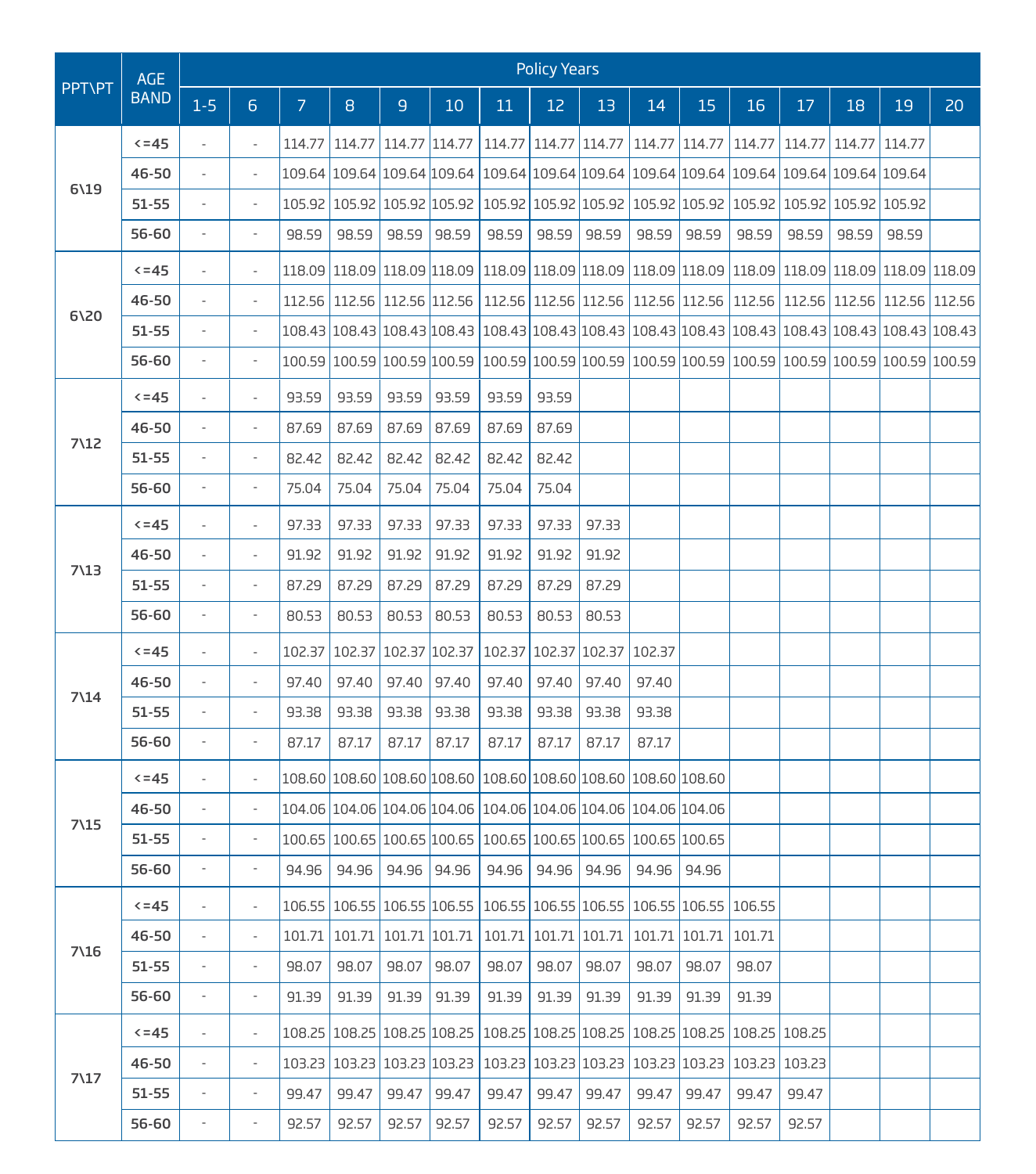| PPT\PT | AGE BAND | Policy Years | | | | | | | | | | | | | | | |
|---|---|---|---|---|---|---|---|---|---|---|---|---|---|---|---|---|---|
| | | 1-5 | 6 | 7 | 8 | 9 | 10 | 11 | 12 | 13 | 14 | 15 | 16 | 17 | 18 | 19 | 20 |
| 6\19 | <=45 | - | - | 114.77 | 114.77 | 114.77 | 114.77 | 114.77 | 114.77 | 114.77 | 114.77 | 114.77 | 114.77 | 114.77 | 114.77 | 114.77 | |
| | 46-50 | - | - | 109.64 | 109.64 | 109.64 | 109.64 | 109.64 | 109.64 | 109.64 | 109.64 | 109.64 | 109.64 | 109.64 | 109.64 | 109.64 | |
| | 51-55 | - | - | 105.92 | 105.92 | 105.92 | 105.92 | 105.92 | 105.92 | 105.92 | 105.92 | 105.92 | 105.92 | 105.92 | 105.92 | 105.92 | |
| | 56-60 | - | - | 98.59 | 98.59 | 98.59 | 98.59 | 98.59 | 98.59 | 98.59 | 98.59 | 98.59 | 98.59 | 98.59 | 98.59 | 98.59 | |
| 6\20 | <=45 | - | - | 118.09 | 118.09 | 118.09 | 118.09 | 118.09 | 118.09 | 118.09 | 118.09 | 118.09 | 118.09 | 118.09 | 118.09 | 118.09 | 118.09 |
| | 46-50 | - | - | 112.56 | 112.56 | 112.56 | 112.56 | 112.56 | 112.56 | 112.56 | 112.56 | 112.56 | 112.56 | 112.56 | 112.56 | 112.56 | 112.56 |
| | 51-55 | - | - | 108.43 | 108.43 | 108.43 | 108.43 | 108.43 | 108.43 | 108.43 | 108.43 | 108.43 | 108.43 | 108.43 | 108.43 | 108.43 | 108.43 |
| | 56-60 | - | - | 100.59 | 100.59 | 100.59 | 100.59 | 100.59 | 100.59 | 100.59 | 100.59 | 100.59 | 100.59 | 100.59 | 100.59 | 100.59 | 100.59 |
| 7\12 | <=45 | - | - | 93.59 | 93.59 | 93.59 | 93.59 | 93.59 | 93.59 | | | | | | | | |
| | 46-50 | - | - | 87.69 | 87.69 | 87.69 | 87.69 | 87.69 | 87.69 | | | | | | | | |
| | 51-55 | - | - | 82.42 | 82.42 | 82.42 | 82.42 | 82.42 | 82.42 | | | | | | | | |
| | 56-60 | - | - | 75.04 | 75.04 | 75.04 | 75.04 | 75.04 | 75.04 | | | | | | | | |
| 7\13 | <=45 | - | - | 97.33 | 97.33 | 97.33 | 97.33 | 97.33 | 97.33 | 97.33 | | | | | | | |
| | 46-50 | - | - | 91.92 | 91.92 | 91.92 | 91.92 | 91.92 | 91.92 | 91.92 | | | | | | | |
| | 51-55 | - | - | 87.29 | 87.29 | 87.29 | 87.29 | 87.29 | 87.29 | 87.29 | | | | | | | |
| | 56-60 | - | - | 80.53 | 80.53 | 80.53 | 80.53 | 80.53 | 80.53 | 80.53 | | | | | | | |
| 7\14 | <=45 | - | - | 102.37 | 102.37 | 102.37 | 102.37 | 102.37 | 102.37 | 102.37 | 102.37 | | | | | | |
| | 46-50 | - | - | 97.40 | 97.40 | 97.40 | 97.40 | 97.40 | 97.40 | 97.40 | 97.40 | | | | | | |
| | 51-55 | - | - | 93.38 | 93.38 | 93.38 | 93.38 | 93.38 | 93.38 | 93.38 | 93.38 | | | | | | |
| | 56-60 | - | - | 87.17 | 87.17 | 87.17 | 87.17 | 87.17 | 87.17 | 87.17 | 87.17 | | | | | | |
| 7\15 | <=45 | - | - | 108.60 | 108.60 | 108.60 | 108.60 | 108.60 | 108.60 | 108.60 | 108.60 | 108.60 | | | | | |
| | 46-50 | - | - | 104.06 | 104.06 | 104.06 | 104.06 | 104.06 | 104.06 | 104.06 | 104.06 | 104.06 | | | | | |
| | 51-55 | - | - | 100.65 | 100.65 | 100.65 | 100.65 | 100.65 | 100.65 | 100.65 | 100.65 | 100.65 | | | | | |
| | 56-60 | - | - | 94.96 | 94.96 | 94.96 | 94.96 | 94.96 | 94.96 | 94.96 | 94.96 | 94.96 | | | | | |
| 7\16 | <=45 | - | - | 106.55 | 106.55 | 106.55 | 106.55 | 106.55 | 106.55 | 106.55 | 106.55 | 106.55 | 106.55 | | | | |
| | 46-50 | - | - | 101.71 | 101.71 | 101.71 | 101.71 | 101.71 | 101.71 | 101.71 | 101.71 | 101.71 | 101.71 | | | | |
| | 51-55 | - | - | 98.07 | 98.07 | 98.07 | 98.07 | 98.07 | 98.07 | 98.07 | 98.07 | 98.07 | 98.07 | | | | |
| | 56-60 | - | - | 91.39 | 91.39 | 91.39 | 91.39 | 91.39 | 91.39 | 91.39 | 91.39 | 91.39 | 91.39 | | | | |
| 7\17 | <=45 | - | - | 108.25 | 108.25 | 108.25 | 108.25 | 108.25 | 108.25 | 108.25 | 108.25 | 108.25 | 108.25 | 108.25 | | | |
| | 46-50 | - | - | 103.23 | 103.23 | 103.23 | 103.23 | 103.23 | 103.23 | 103.23 | 103.23 | 103.23 | 103.23 | 103.23 | | | |
| | 51-55 | - | - | 99.47 | 99.47 | 99.47 | 99.47 | 99.47 | 99.47 | 99.47 | 99.47 | 99.47 | 99.47 | 99.47 | | | |
| | 56-60 | - | - | 92.57 | 92.57 | 92.57 | 92.57 | 92.57 | 92.57 | 92.57 | 92.57 | 92.57 | 92.57 | 92.57 | | | |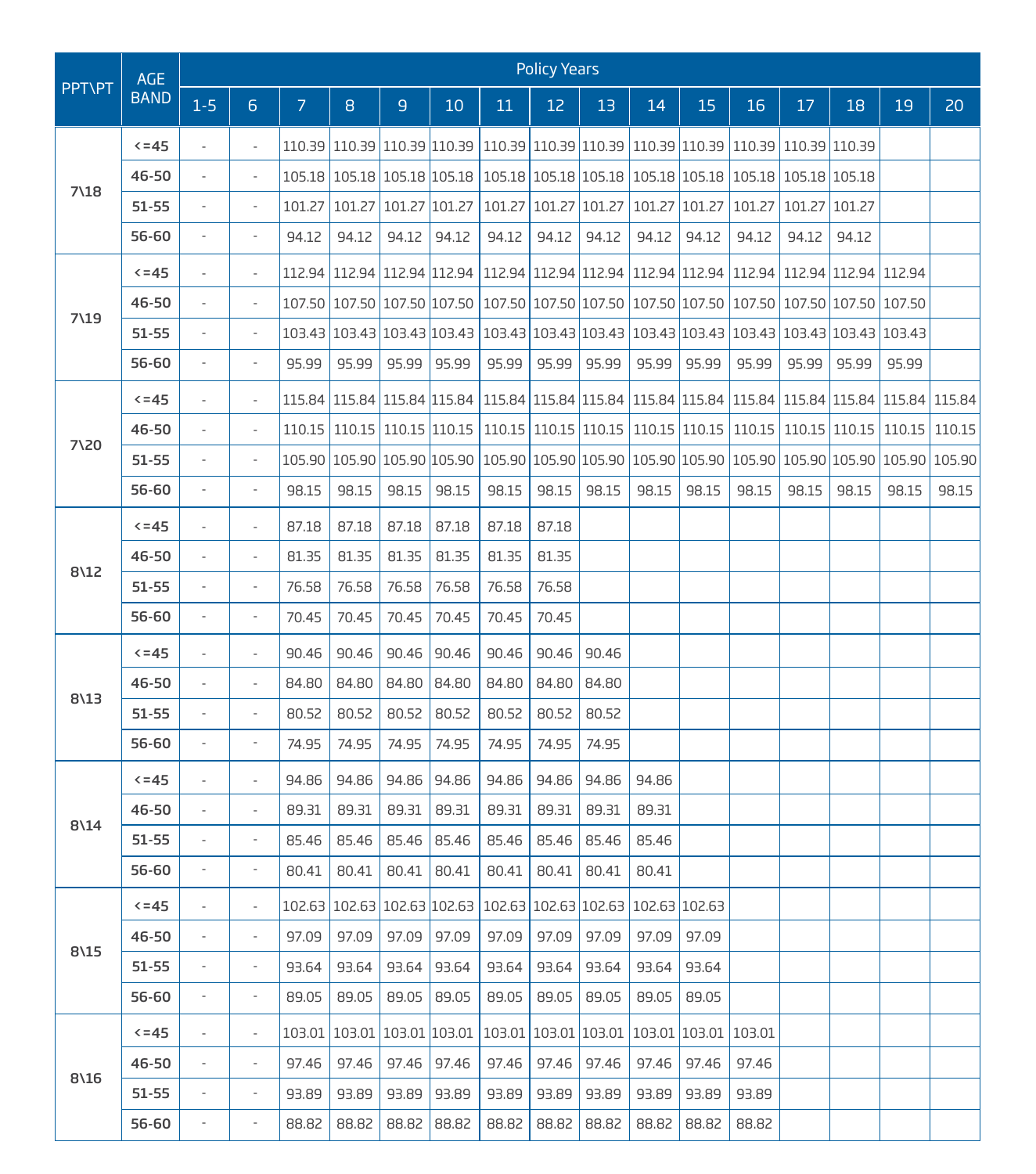| PPT\PT | AGE BAND | Policy Years | | | | | | | | | | | | | | |
|---|---|---|---|---|---|---|---|---|---|---|---|---|---|---|---|---|
| | | 1-5 | 6 | 7 | 8 | 9 | 10 | 11 | 12 | 13 | 14 | 15 | 16 | 17 | 18 | 19 | 20 |
| 7\18 | <=45 | - | - | 110.39 | 110.39 | 110.39 | 110.39 | 110.39 | 110.39 | 110.39 | 110.39 | 110.39 | 110.39 | 110.39 | 110.39 | | |
| | 46-50 | - | - | 105.18 | 105.18 | 105.18 | 105.18 | 105.18 | 105.18 | 105.18 | 105.18 | 105.18 | 105.18 | 105.18 | 105.18 | | |
| | 51-55 | - | - | 101.27 | 101.27 | 101.27 | 101.27 | 101.27 | 101.27 | 101.27 | 101.27 | 101.27 | 101.27 | 101.27 | 101.27 | | |
| | 56-60 | - | - | 94.12 | 94.12 | 94.12 | 94.12 | 94.12 | 94.12 | 94.12 | 94.12 | 94.12 | 94.12 | 94.12 | 94.12 | | |
| 7\19 | <=45 | - | - | 112.94 | 112.94 | 112.94 | 112.94 | 112.94 | 112.94 | 112.94 | 112.94 | 112.94 | 112.94 | 112.94 | 112.94 | 112.94 | |
| | 46-50 | - | - | 107.50 | 107.50 | 107.50 | 107.50 | 107.50 | 107.50 | 107.50 | 107.50 | 107.50 | 107.50 | 107.50 | 107.50 | 107.50 | |
| | 51-55 | - | - | 103.43 | 103.43 | 103.43 | 103.43 | 103.43 | 103.43 | 103.43 | 103.43 | 103.43 | 103.43 | 103.43 | 103.43 | 103.43 | |
| | 56-60 | - | - | 95.99 | 95.99 | 95.99 | 95.99 | 95.99 | 95.99 | 95.99 | 95.99 | 95.99 | 95.99 | 95.99 | 95.99 | 95.99 | |
| 7\20 | <=45 | - | - | 115.84 | 115.84 | 115.84 | 115.84 | 115.84 | 115.84 | 115.84 | 115.84 | 115.84 | 115.84 | 115.84 | 115.84 | 115.84 | 115.84 |
| | 46-50 | - | - | 110.15 | 110.15 | 110.15 | 110.15 | 110.15 | 110.15 | 110.15 | 110.15 | 110.15 | 110.15 | 110.15 | 110.15 | 110.15 | 110.15 |
| | 51-55 | - | - | 105.90 | 105.90 | 105.90 | 105.90 | 105.90 | 105.90 | 105.90 | 105.90 | 105.90 | 105.90 | 105.90 | 105.90 | 105.90 | 105.90 |
| | 56-60 | - | - | 98.15 | 98.15 | 98.15 | 98.15 | 98.15 | 98.15 | 98.15 | 98.15 | 98.15 | 98.15 | 98.15 | 98.15 | 98.15 | 98.15 |
| 8\12 | <=45 | - | - | 87.18 | 87.18 | 87.18 | 87.18 | 87.18 | 87.18 | | | | | | | | |
| | 46-50 | - | - | 81.35 | 81.35 | 81.35 | 81.35 | 81.35 | 81.35 | | | | | | | | |
| | 51-55 | - | - | 76.58 | 76.58 | 76.58 | 76.58 | 76.58 | 76.58 | | | | | | | | |
| | 56-60 | - | - | 70.45 | 70.45 | 70.45 | 70.45 | 70.45 | 70.45 | | | | | | | | |
| 8\13 | <=45 | - | - | 90.46 | 90.46 | 90.46 | 90.46 | 90.46 | 90.46 | 90.46 | | | | | | | |
| | 46-50 | - | - | 84.80 | 84.80 | 84.80 | 84.80 | 84.80 | 84.80 | 84.80 | | | | | | | |
| | 51-55 | - | - | 80.52 | 80.52 | 80.52 | 80.52 | 80.52 | 80.52 | 80.52 | | | | | | | |
| | 56-60 | - | - | 74.95 | 74.95 | 74.95 | 74.95 | 74.95 | 74.95 | 74.95 | | | | | | | |
| 8\14 | <=45 | - | - | 94.86 | 94.86 | 94.86 | 94.86 | 94.86 | 94.86 | 94.86 | 94.86 | | | | | | |
| | 46-50 | - | - | 89.31 | 89.31 | 89.31 | 89.31 | 89.31 | 89.31 | 89.31 | 89.31 | | | | | | |
| | 51-55 | - | - | 85.46 | 85.46 | 85.46 | 85.46 | 85.46 | 85.46 | 85.46 | 85.46 | | | | | | |
| | 56-60 | - | - | 80.41 | 80.41 | 80.41 | 80.41 | 80.41 | 80.41 | 80.41 | 80.41 | | | | | | |
| 8\15 | <=45 | - | - | 102.63 | 102.63 | 102.63 | 102.63 | 102.63 | 102.63 | 102.63 | 102.63 | 102.63 | | | | | |
| | 46-50 | - | - | 97.09 | 97.09 | 97.09 | 97.09 | 97.09 | 97.09 | 97.09 | 97.09 | 97.09 | | | | | |
| | 51-55 | - | - | 93.64 | 93.64 | 93.64 | 93.64 | 93.64 | 93.64 | 93.64 | 93.64 | 93.64 | | | | | |
| | 56-60 | - | - | 89.05 | 89.05 | 89.05 | 89.05 | 89.05 | 89.05 | 89.05 | 89.05 | 89.05 | | | | | |
| 8\16 | <=45 | - | - | 103.01 | 103.01 | 103.01 | 103.01 | 103.01 | 103.01 | 103.01 | 103.01 | 103.01 | 103.01 | | | | |
| | 46-50 | - | - | 97.46 | 97.46 | 97.46 | 97.46 | 97.46 | 97.46 | 97.46 | 97.46 | 97.46 | 97.46 | | | | |
| | 51-55 | - | - | 93.89 | 93.89 | 93.89 | 93.89 | 93.89 | 93.89 | 93.89 | 93.89 | 93.89 | 93.89 | | | | |
| | 56-60 | - | - | 88.82 | 88.82 | 88.82 | 88.82 | 88.82 | 88.82 | 88.82 | 88.82 | 88.82 | 88.82 | | | | |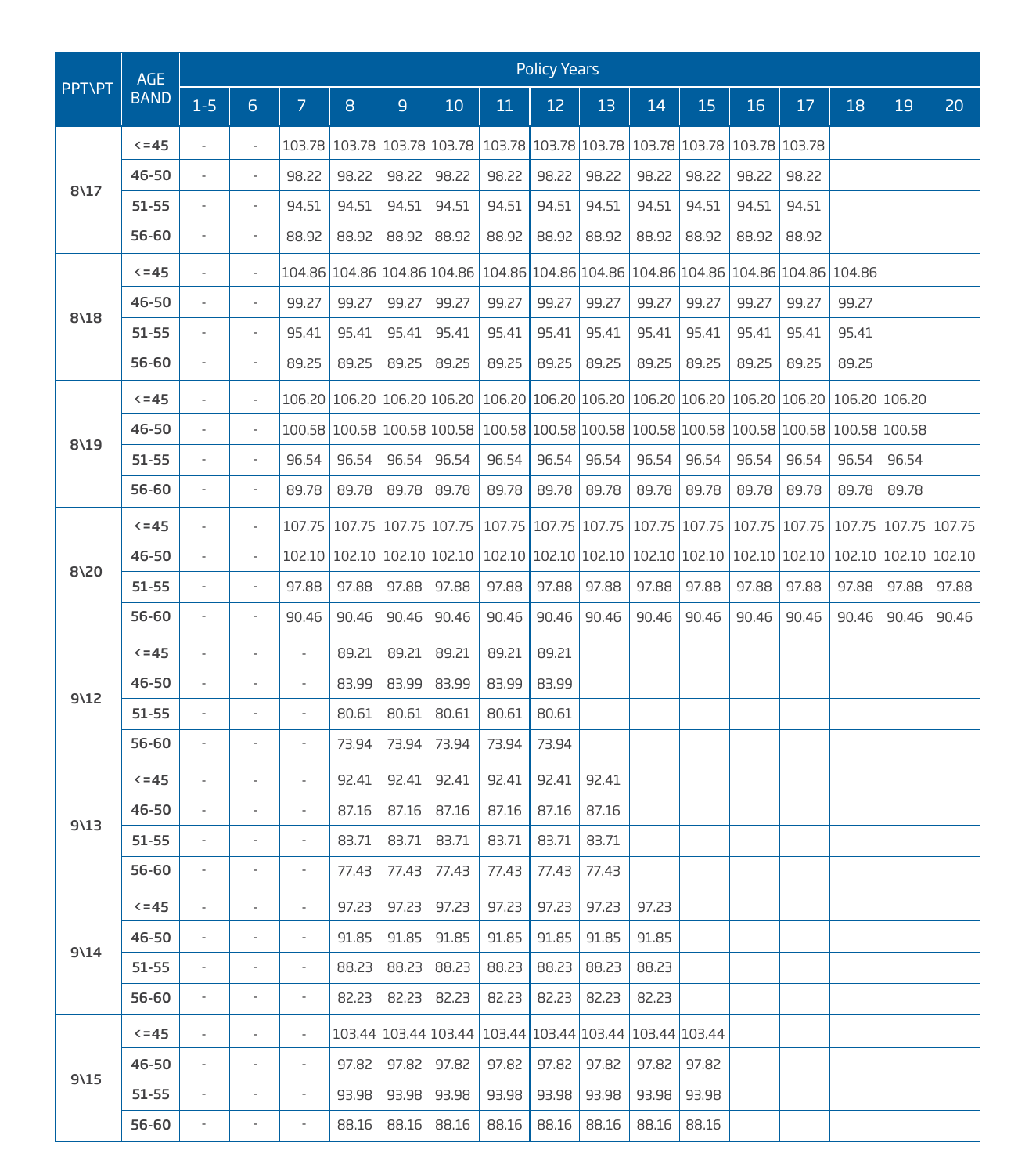| PPT\PT | AGE BAND | Policy Years | | | | | | | | | | | | | | | |
|---|---|---|---|---|---|---|---|---|---|---|---|---|---|---|---|---|---|
| | | 1-5 | 6 | 7 | 8 | 9 | 10 | 11 | 12 | 13 | 14 | 15 | 16 | 17 | 18 | 19 | 20 |
| 8\17 | <=45 | - | - | 103.78 | 103.78 | 103.78 | 103.78 | 103.78 | 103.78 | 103.78 | 103.78 | 103.78 | 103.78 | 103.78 | | | |
| | 46-50 | - | - | 98.22 | 98.22 | 98.22 | 98.22 | 98.22 | 98.22 | 98.22 | 98.22 | 98.22 | 98.22 | 98.22 | | | |
| | 51-55 | - | - | 94.51 | 94.51 | 94.51 | 94.51 | 94.51 | 94.51 | 94.51 | 94.51 | 94.51 | 94.51 | 94.51 | | | |
| | 56-60 | - | - | 88.92 | 88.92 | 88.92 | 88.92 | 88.92 | 88.92 | 88.92 | 88.92 | 88.92 | 88.92 | 88.92 | | | |
| 8\18 | <=45 | - | - | 104.86 | 104.86 | 104.86 | 104.86 | 104.86 | 104.86 | 104.86 | 104.86 | 104.86 | 104.86 | 104.86 | 104.86 | | |
| | 46-50 | - | - | 99.27 | 99.27 | 99.27 | 99.27 | 99.27 | 99.27 | 99.27 | 99.27 | 99.27 | 99.27 | 99.27 | 99.27 | | |
| | 51-55 | - | - | 95.41 | 95.41 | 95.41 | 95.41 | 95.41 | 95.41 | 95.41 | 95.41 | 95.41 | 95.41 | 95.41 | 95.41 | | |
| | 56-60 | - | - | 89.25 | 89.25 | 89.25 | 89.25 | 89.25 | 89.25 | 89.25 | 89.25 | 89.25 | 89.25 | 89.25 | 89.25 | | |
| 8\19 | <=45 | - | - | 106.20 | 106.20 | 106.20 | 106.20 | 106.20 | 106.20 | 106.20 | 106.20 | 106.20 | 106.20 | 106.20 | 106.20 | 106.20 | |
| | 46-50 | - | - | 100.58 | 100.58 | 100.58 | 100.58 | 100.58 | 100.58 | 100.58 | 100.58 | 100.58 | 100.58 | 100.58 | 100.58 | 100.58 | |
| | 51-55 | - | - | 96.54 | 96.54 | 96.54 | 96.54 | 96.54 | 96.54 | 96.54 | 96.54 | 96.54 | 96.54 | 96.54 | 96.54 | 96.54 | |
| | 56-60 | - | - | 89.78 | 89.78 | 89.78 | 89.78 | 89.78 | 89.78 | 89.78 | 89.78 | 89.78 | 89.78 | 89.78 | 89.78 | 89.78 | |
| 8\20 | <=45 | - | - | 107.75 | 107.75 | 107.75 | 107.75 | 107.75 | 107.75 | 107.75 | 107.75 | 107.75 | 107.75 | 107.75 | 107.75 | 107.75 | 107.75 |
| | 46-50 | - | - | 102.10 | 102.10 | 102.10 | 102.10 | 102.10 | 102.10 | 102.10 | 102.10 | 102.10 | 102.10 | 102.10 | 102.10 | 102.10 | 102.10 |
| | 51-55 | - | - | 97.88 | 97.88 | 97.88 | 97.88 | 97.88 | 97.88 | 97.88 | 97.88 | 97.88 | 97.88 | 97.88 | 97.88 | 97.88 | 97.88 |
| | 56-60 | - | - | 90.46 | 90.46 | 90.46 | 90.46 | 90.46 | 90.46 | 90.46 | 90.46 | 90.46 | 90.46 | 90.46 | 90.46 | 90.46 | 90.46 |
| 9\12 | <=45 | - | - | - | 89.21 | 89.21 | 89.21 | 89.21 | 89.21 | | | | | | | | |
| | 46-50 | - | - | - | 83.99 | 83.99 | 83.99 | 83.99 | 83.99 | | | | | | | | |
| | 51-55 | - | - | - | 80.61 | 80.61 | 80.61 | 80.61 | 80.61 | | | | | | | | |
| | 56-60 | - | - | - | 73.94 | 73.94 | 73.94 | 73.94 | 73.94 | | | | | | | | |
| 9\13 | <=45 | - | - | - | 92.41 | 92.41 | 92.41 | 92.41 | 92.41 | 92.41 | | | | | | | |
| | 46-50 | - | - | - | 87.16 | 87.16 | 87.16 | 87.16 | 87.16 | 87.16 | | | | | | | |
| | 51-55 | - | - | - | 83.71 | 83.71 | 83.71 | 83.71 | 83.71 | 83.71 | | | | | | | |
| | 56-60 | - | - | - | 77.43 | 77.43 | 77.43 | 77.43 | 77.43 | 77.43 | | | | | | | |
| 9\14 | <=45 | - | - | - | 97.23 | 97.23 | 97.23 | 97.23 | 97.23 | 97.23 | 97.23 | | | | | | |
| | 46-50 | - | - | - | 91.85 | 91.85 | 91.85 | 91.85 | 91.85 | 91.85 | 91.85 | | | | | | |
| | 51-55 | - | - | - | 88.23 | 88.23 | 88.23 | 88.23 | 88.23 | 88.23 | 88.23 | | | | | | |
| | 56-60 | - | - | - | 82.23 | 82.23 | 82.23 | 82.23 | 82.23 | 82.23 | 82.23 | | | | | | |
| 9\15 | <=45 | - | - | - | 103.44 | 103.44 | 103.44 | 103.44 | 103.44 | 103.44 | 103.44 | 103.44 | | | | | |
| | 46-50 | - | - | - | 97.82 | 97.82 | 97.82 | 97.82 | 97.82 | 97.82 | 97.82 | 97.82 | | | | | |
| | 51-55 | - | - | - | 93.98 | 93.98 | 93.98 | 93.98 | 93.98 | 93.98 | 93.98 | 93.98 | | | | | |
| | 56-60 | - | - | - | 88.16 | 88.16 | 88.16 | 88.16 | 88.16 | 88.16 | 88.16 | 88.16 | | | | | |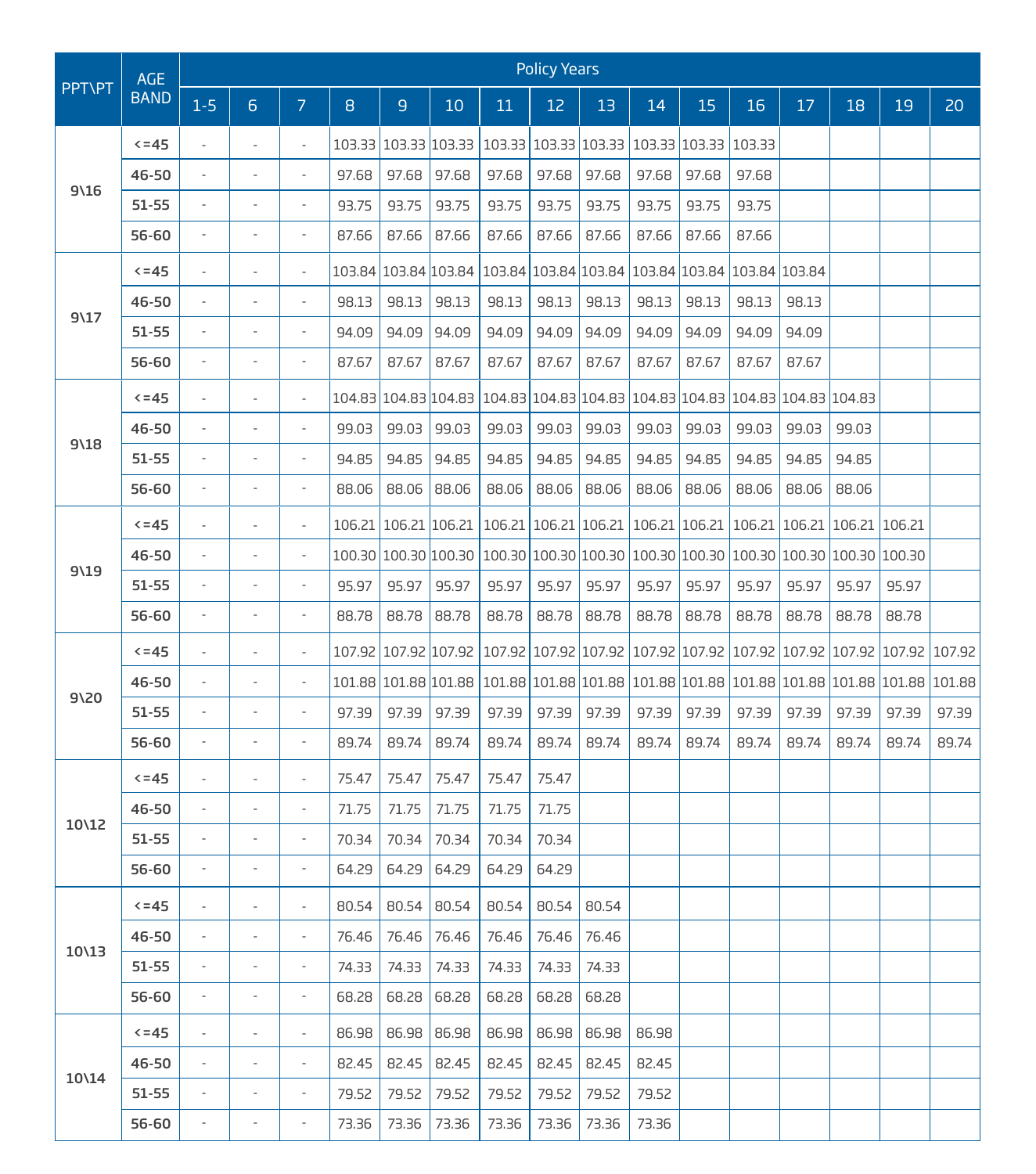| PPT\PT | AGE BAND | Policy Years | | | | | | | | | | | | | | |
|---|---|---|---|---|---|---|---|---|---|---|---|---|---|---|---|---|
| | | 1-5 | 6 | 7 | 8 | 9 | 10 | 11 | 12 | 13 | 14 | 15 | 16 | 17 | 18 | 19 | 20 |
| 9\16 | <=45 | - | - | - | 103.33 | 103.33 | 103.33 | 103.33 | 103.33 | 103.33 | 103.33 | 103.33 | 103.33 | | | | |
| | 46-50 | - | - | - | 97.68 | 97.68 | 97.68 | 97.68 | 97.68 | 97.68 | 97.68 | 97.68 | 97.68 | | | | |
| | 51-55 | - | - | - | 93.75 | 93.75 | 93.75 | 93.75 | 93.75 | 93.75 | 93.75 | 93.75 | 93.75 | | | | |
| | 56-60 | - | - | - | 87.66 | 87.66 | 87.66 | 87.66 | 87.66 | 87.66 | 87.66 | 87.66 | 87.66 | | | | |
| 9\17 | <=45 | - | - | - | 103.84 | 103.84 | 103.84 | 103.84 | 103.84 | 103.84 | 103.84 | 103.84 | 103.84 | 103.84 | | | |
| | 46-50 | - | - | - | 98.13 | 98.13 | 98.13 | 98.13 | 98.13 | 98.13 | 98.13 | 98.13 | 98.13 | 98.13 | | | |
| | 51-55 | - | - | - | 94.09 | 94.09 | 94.09 | 94.09 | 94.09 | 94.09 | 94.09 | 94.09 | 94.09 | 94.09 | | | |
| | 56-60 | - | - | - | 87.67 | 87.67 | 87.67 | 87.67 | 87.67 | 87.67 | 87.67 | 87.67 | 87.67 | 87.67 | | | |
| 9\18 | <=45 | - | - | - | 104.83 | 104.83 | 104.83 | 104.83 | 104.83 | 104.83 | 104.83 | 104.83 | 104.83 | 104.83 | 104.83 | | |
| | 46-50 | - | - | - | 99.03 | 99.03 | 99.03 | 99.03 | 99.03 | 99.03 | 99.03 | 99.03 | 99.03 | 99.03 | 99.03 | | |
| | 51-55 | - | - | - | 94.85 | 94.85 | 94.85 | 94.85 | 94.85 | 94.85 | 94.85 | 94.85 | 94.85 | 94.85 | 94.85 | | |
| | 56-60 | - | - | - | 88.06 | 88.06 | 88.06 | 88.06 | 88.06 | 88.06 | 88.06 | 88.06 | 88.06 | 88.06 | 88.06 | | |
| 9\19 | <=45 | - | - | - | 106.21 | 106.21 | 106.21 | 106.21 | 106.21 | 106.21 | 106.21 | 106.21 | 106.21 | 106.21 | 106.21 | 106.21 | |
| | 46-50 | - | - | - | 100.30 | 100.30 | 100.30 | 100.30 | 100.30 | 100.30 | 100.30 | 100.30 | 100.30 | 100.30 | 100.30 | 100.30 | |
| | 51-55 | - | - | - | 95.97 | 95.97 | 95.97 | 95.97 | 95.97 | 95.97 | 95.97 | 95.97 | 95.97 | 95.97 | 95.97 | 95.97 | |
| | 56-60 | - | - | - | 88.78 | 88.78 | 88.78 | 88.78 | 88.78 | 88.78 | 88.78 | 88.78 | 88.78 | 88.78 | 88.78 | 88.78 | |
| 9\20 | <=45 | - | - | - | 107.92 | 107.92 | 107.92 | 107.92 | 107.92 | 107.92 | 107.92 | 107.92 | 107.92 | 107.92 | 107.92 | 107.92 | 107.92 |
| | 46-50 | - | - | - | 101.88 | 101.88 | 101.88 | 101.88 | 101.88 | 101.88 | 101.88 | 101.88 | 101.88 | 101.88 | 101.88 | 101.88 | 101.88 |
| | 51-55 | - | - | - | 97.39 | 97.39 | 97.39 | 97.39 | 97.39 | 97.39 | 97.39 | 97.39 | 97.39 | 97.39 | 97.39 | 97.39 | 97.39 |
| | 56-60 | - | - | - | 89.74 | 89.74 | 89.74 | 89.74 | 89.74 | 89.74 | 89.74 | 89.74 | 89.74 | 89.74 | 89.74 | 89.74 | 89.74 |
| 10\12 | <=45 | - | - | - | 75.47 | 75.47 | 75.47 | 75.47 | 75.47 | | | | | | | | |
| | 46-50 | - | - | - | 71.75 | 71.75 | 71.75 | 71.75 | 71.75 | | | | | | | | |
| | 51-55 | - | - | - | 70.34 | 70.34 | 70.34 | 70.34 | 70.34 | | | | | | | | |
| | 56-60 | - | - | - | 64.29 | 64.29 | 64.29 | 64.29 | 64.29 | | | | | | | | |
| 10\13 | <=45 | - | - | - | 80.54 | 80.54 | 80.54 | 80.54 | 80.54 | 80.54 | | | | | | | |
| | 46-50 | - | - | - | 76.46 | 76.46 | 76.46 | 76.46 | 76.46 | 76.46 | | | | | | | |
| | 51-55 | - | - | - | 74.33 | 74.33 | 74.33 | 74.33 | 74.33 | 74.33 | | | | | | | |
| | 56-60 | - | - | - | 68.28 | 68.28 | 68.28 | 68.28 | 68.28 | 68.28 | | | | | | | |
| 10\14 | <=45 | - | - | - | 86.98 | 86.98 | 86.98 | 86.98 | 86.98 | 86.98 | 86.98 | | | | | | |
| | 46-50 | - | - | - | 82.45 | 82.45 | 82.45 | 82.45 | 82.45 | 82.45 | 82.45 | | | | | | |
| | 51-55 | - | - | - | 79.52 | 79.52 | 79.52 | 79.52 | 79.52 | 79.52 | 79.52 | | | | | | |
| | 56-60 | - | - | - | 73.36 | 73.36 | 73.36 | 73.36 | 73.36 | 73.36 | 73.36 | | | | | | |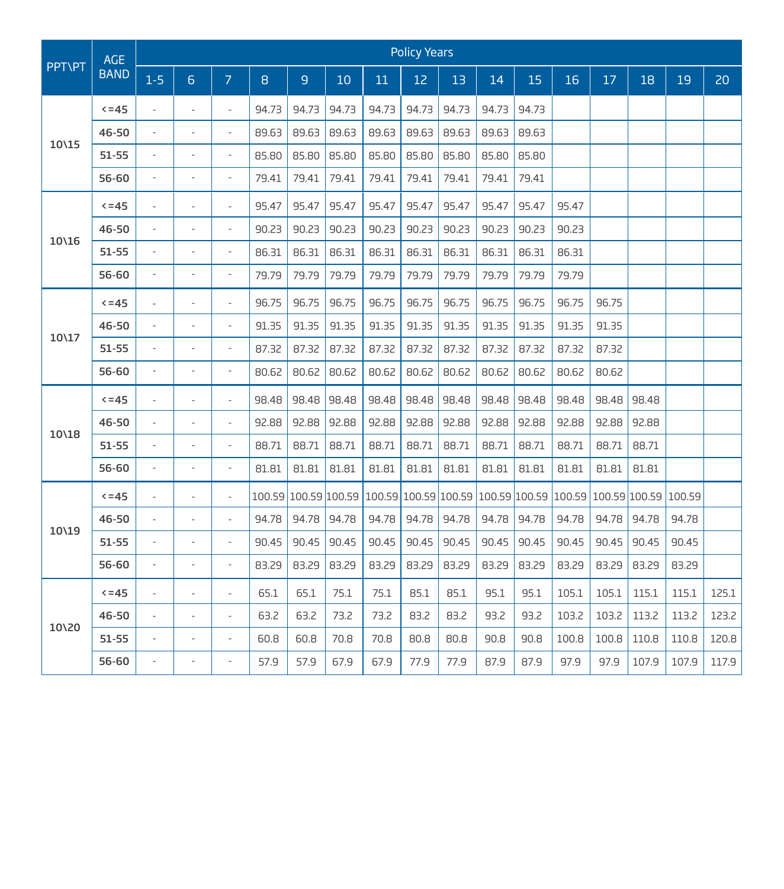| PPT\PT | AGE BAND | Policy Years | | | | | | | | | | | | | | |
|---|---|---|---|---|---|---|---|---|---|---|---|---|---|---|---|---|
| | | 1-5 | 6 | 7 | 8 | 9 | 10 | 11 | 12 | 13 | 14 | 15 | 16 | 17 | 18 | 19 | 20 |
| **10\15** | **<=45** | - | - | - | 94.73 | 94.73 | 94.73 | 94.73 | 94.73 | 94.73 | 94.73 | 94.73 | | | | | |
| | **46-50** | - | - | - | 89.63 | 89.63 | 89.63 | 89.63 | 89.63 | 89.63 | 89.63 | 89.63 | | | | | |
| | **51-55** | - | - | - | 85.80 | 85.80 | 85.80 | 85.80 | 85.80 | 85.80 | 85.80 | 85.80 | | | | | |
| | **56-60** | - | - | - | 79.41 | 79.41 | 79.41 | 79.41 | 79.41 | 79.41 | 79.41 | 79.41 | | | | | |
| **10\16** | **<=45** | - | - | - | 95.47 | 95.47 | 95.47 | 95.47 | 95.47 | 95.47 | 95.47 | 95.47 | 95.47 | | | | |
| | **46-50** | - | - | - | 90.23 | 90.23 | 90.23 | 90.23 | 90.23 | 90.23 | 90.23 | 90.23 | 90.23 | | | | |
| | **51-55** | - | - | - | 86.31 | 86.31 | 86.31 | 86.31 | 86.31 | 86.31 | 86.31 | 86.31 | 86.31 | | | | |
| | **56-60** | - | - | - | 79.79 | 79.79 | 79.79 | 79.79 | 79.79 | 79.79 | 79.79 | 79.79 | 79.79 | | | | |
| **10\17** | **<=45** | - | - | - | 96.75 | 96.75 | 96.75 | 96.75 | 96.75 | 96.75 | 96.75 | 96.75 | 96.75 | 96.75 | | | |
| | **46-50** | - | - | - | 91.35 | 91.35 | 91.35 | 91.35 | 91.35 | 91.35 | 91.35 | 91.35 | 91.35 | 91.35 | | | |
| | **51-55** | - | - | - | 87.32 | 87.32 | 87.32 | 87.32 | 87.32 | 87.32 | 87.32 | 87.32 | 87.32 | 87.32 | | | |
| | **56-60** | - | - | - | 80.62 | 80.62 | 80.62 | 80.62 | 80.62 | 80.62 | 80.62 | 80.62 | 80.62 | 80.62 | | | |
| **10\18** | **<=45** | - | - | - | 98.48 | 98.48 | 98.48 | 98.48 | 98.48 | 98.48 | 98.48 | 98.48 | 98.48 | 98.48 | 98.48 | | |
| | **46-50** | - | - | - | 92.88 | 92.88 | 92.88 | 92.88 | 92.88 | 92.88 | 92.88 | 92.88 | 92.88 | 92.88 | 92.88 | | |
| | **51-55** | - | - | - | 88.71 | 88.71 | 88.71 | 88.71 | 88.71 | 88.71 | 88.71 | 88.71 | 88.71 | 88.71 | 88.71 | | |
| | **56-60** | - | - | - | 81.81 | 81.81 | 81.81 | 81.81 | 81.81 | 81.81 | 81.81 | 81.81 | 81.81 | 81.81 | 81.81 | | |
| **10\19** | **<=45** | - | - | - | 100.59 | 100.59 | 100.59 | 100.59 | 100.59 | 100.59 | 100.59 | 100.59 | 100.59 | 100.59 | 100.59 | 100.59 | |
| | **46-50** | - | - | - | 94.78 | 94.78 | 94.78 | 94.78 | 94.78 | 94.78 | 94.78 | 94.78 | 94.78 | 94.78 | 94.78 | 94.78 | |
| | **51-55** | - | - | - | 90.45 | 90.45 | 90.45 | 90.45 | 90.45 | 90.45 | 90.45 | 90.45 | 90.45 | 90.45 | 90.45 | 90.45 | |
| | **56-60** | - | - | - | 83.29 | 83.29 | 83.29 | 83.29 | 83.29 | 83.29 | 83.29 | 83.29 | 83.29 | 83.29 | 83.29 | 83.29 | |
| **10\20** | **<=45** | - | - | - | 65.1 | 65.1 | 75.1 | 75.1 | 85.1 | 85.1 | 95.1 | 95.1 | 105.1 | 105.1 | 115.1 | 115.1 | 125.1 |
| | **46-50** | - | - | - | 63.2 | 63.2 | 73.2 | 73.2 | 83.2 | 83.2 | 93.2 | 93.2 | 103.2 | 103.2 | 113.2 | 113.2 | 123.2 |
| | **51-55** | - | - | - | 60.8 | 60.8 | 70.8 | 70.8 | 80.8 | 80.8 | 90.8 | 90.8 | 100.8 | 100.8 | 110.8 | 110.8 | 120.8 |
| | **56-60** | - | - | - | 57.9 | 57.9 | 67.9 | 67.9 | 77.9 | 77.9 | 87.9 | 87.9 | 97.9 | 97.9 | 107.9 | 107.9 | 117.9 |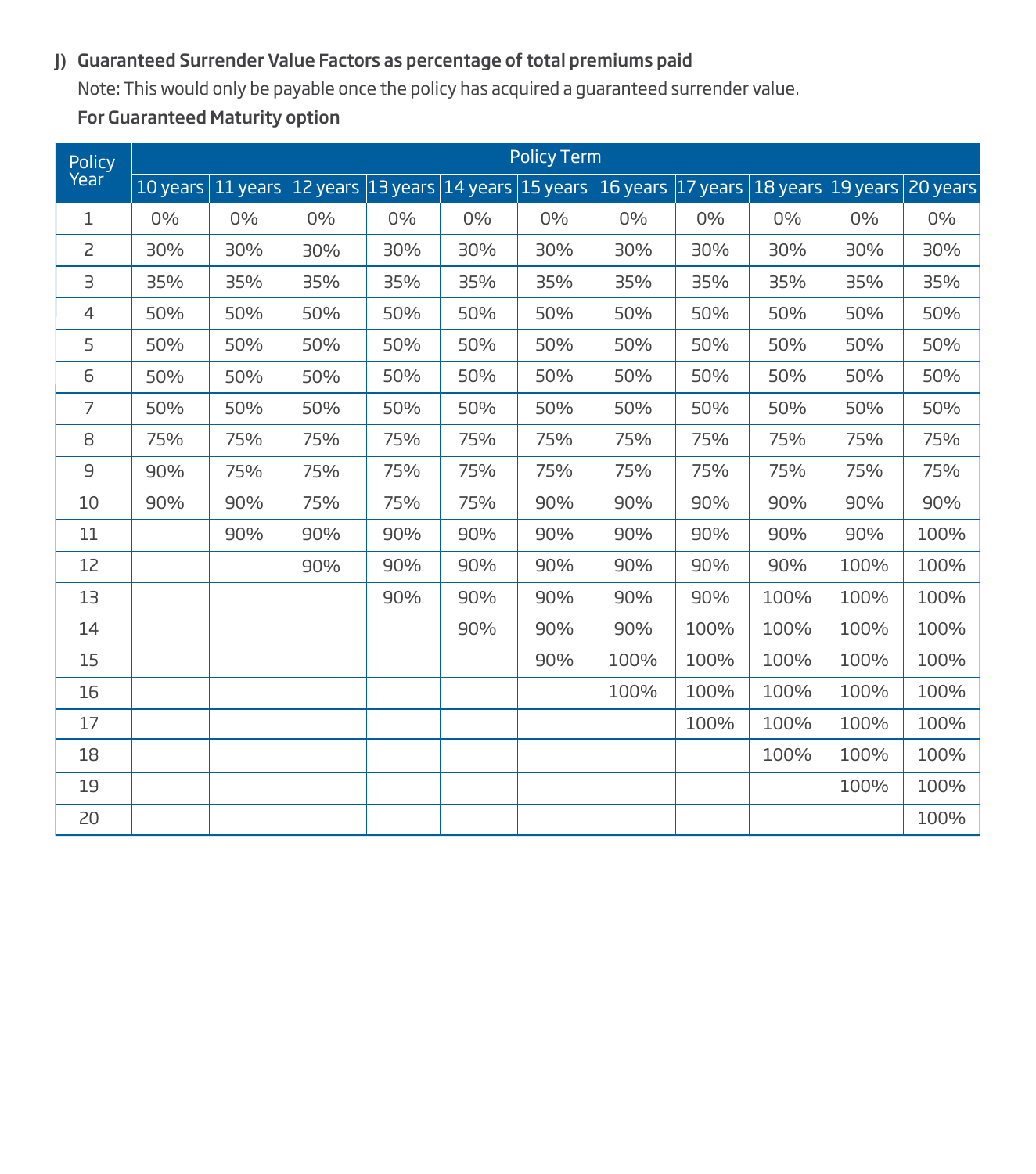**J) Guaranteed Surrender Value Factors as percentage of total premiums paid**

Note: This would only be payable once the policy has acquired a guaranteed surrender value.

**For Guaranteed Maturity option**

| Policy Year | Policy Term | | | | | | | | | | |
|---|---|---|---|---|---|---|---|---|---|---|---|
| | 10 years | 11 years | 12 years | 13 years | 14 years | 15 years | 16 years | 17 years | 18 years | 19 years | 20 years |
| 1 | 0% | 0% | 0% | 0% | 0% | 0% | 0% | 0% | 0% | 0% | 0% |
| 2 | 30% | 30% | 30% | 30% | 30% | 30% | 30% | 30% | 30% | 30% | 30% |
| 3 | 35% | 35% | 35% | 35% | 35% | 35% | 35% | 35% | 35% | 35% | 35% |
| 4 | 50% | 50% | 50% | 50% | 50% | 50% | 50% | 50% | 50% | 50% | 50% |
| 5 | 50% | 50% | 50% | 50% | 50% | 50% | 50% | 50% | 50% | 50% | 50% |
| 6 | 50% | 50% | 50% | 50% | 50% | 50% | 50% | 50% | 50% | 50% | 50% |
| 7 | 50% | 50% | 50% | 50% | 50% | 50% | 50% | 50% | 50% | 50% | 50% |
| 8 | 75% | 75% | 75% | 75% | 75% | 75% | 75% | 75% | 75% | 75% | 75% |
| 9 | 90% | 75% | 75% | 75% | 75% | 75% | 75% | 75% | 75% | 75% | 75% |
| 10 | 90% | 90% | 75% | 75% | 75% | 90% | 90% | 90% | 90% | 90% | 90% |
| 11 | | 90% | 90% | 90% | 90% | 90% | 90% | 90% | 90% | 90% | 100% |
| 12 | | | 90% | 90% | 90% | 90% | 90% | 90% | 90% | 100% | 100% |
| 13 | | | | 90% | 90% | 90% | 90% | 90% | 100% | 100% | 100% |
| 14 | | | | | 90% | 90% | 90% | 100% | 100% | 100% | 100% |
| 15 | | | | | | 90% | 100% | 100% | 100% | 100% | 100% |
| 16 | | | | | | | 100% | 100% | 100% | 100% | 100% |
| 17 | | | | | | | | 100% | 100% | 100% | 100% |
| 18 | | | | | | | | | 100% | 100% | 100% |
| 19 | | | | | | | | | | 100% | 100% |
| 20 | | | | | | | | | | | 100% |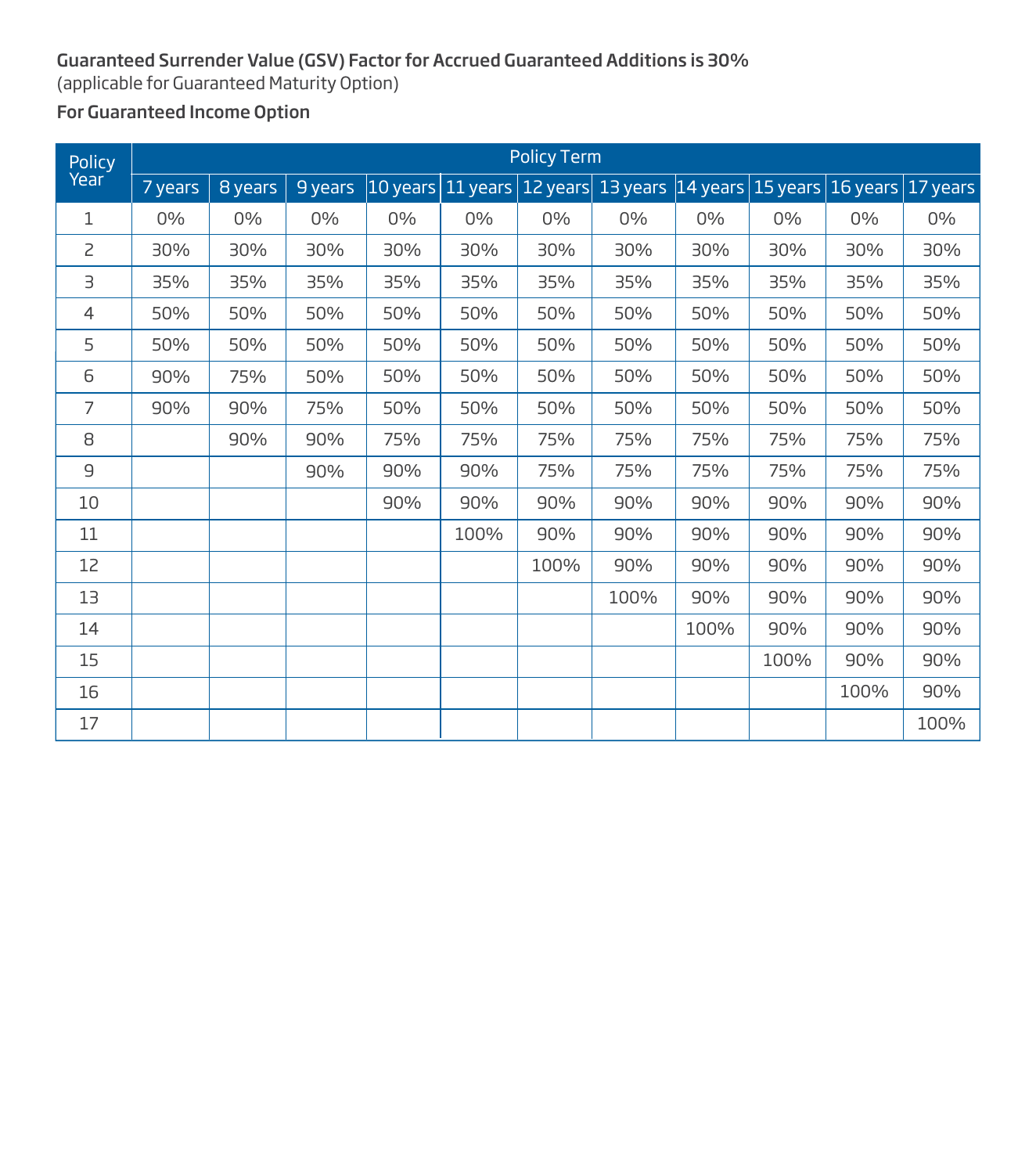**Guaranteed Surrender Value (GSV) Factor for Accrued Guaranteed Additions is 30%**
(applicable for Guaranteed Maturity Option)

**For Guaranteed Income Option**

| Policy Year | Policy Term | | | | | | | | | | |
|---|---|---|---|---|---|---|---|---|---|---|---|
| | 7 years | 8 years | 9 years | 10 years | 11 years | 12 years | 13 years | 14 years | 15 years | 16 years | 17 years |
| 1 | 0% | 0% | 0% | 0% | 0% | 0% | 0% | 0% | 0% | 0% | 0% |
| 2 | 30% | 30% | 30% | 30% | 30% | 30% | 30% | 30% | 30% | 30% | 30% |
| 3 | 35% | 35% | 35% | 35% | 35% | 35% | 35% | 35% | 35% | 35% | 35% |
| 4 | 50% | 50% | 50% | 50% | 50% | 50% | 50% | 50% | 50% | 50% | 50% |
| 5 | 50% | 50% | 50% | 50% | 50% | 50% | 50% | 50% | 50% | 50% | 50% |
| 6 | 90% | 75% | 50% | 50% | 50% | 50% | 50% | 50% | 50% | 50% | 50% |
| 7 | 90% | 90% | 75% | 50% | 50% | 50% | 50% | 50% | 50% | 50% | 50% |
| 8 | | 90% | 90% | 75% | 75% | 75% | 75% | 75% | 75% | 75% | 75% |
| 9 | | | 90% | 90% | 90% | 75% | 75% | 75% | 75% | 75% | 75% |
| 10 | | | | 90% | 90% | 90% | 90% | 90% | 90% | 90% | 90% |
| 11 | | | | | 100% | 90% | 90% | 90% | 90% | 90% | 90% |
| 12 | | | | | | 100% | 90% | 90% | 90% | 90% | 90% |
| 13 | | | | | | | 100% | 90% | 90% | 90% | 90% |
| 14 | | | | | | | | 100% | 90% | 90% | 90% |
| 15 | | | | | | | | | 100% | 90% | 90% |
| 16 | | | | | | | | | | 100% | 90% |
| 17 | | | | | | | | | | | 100% |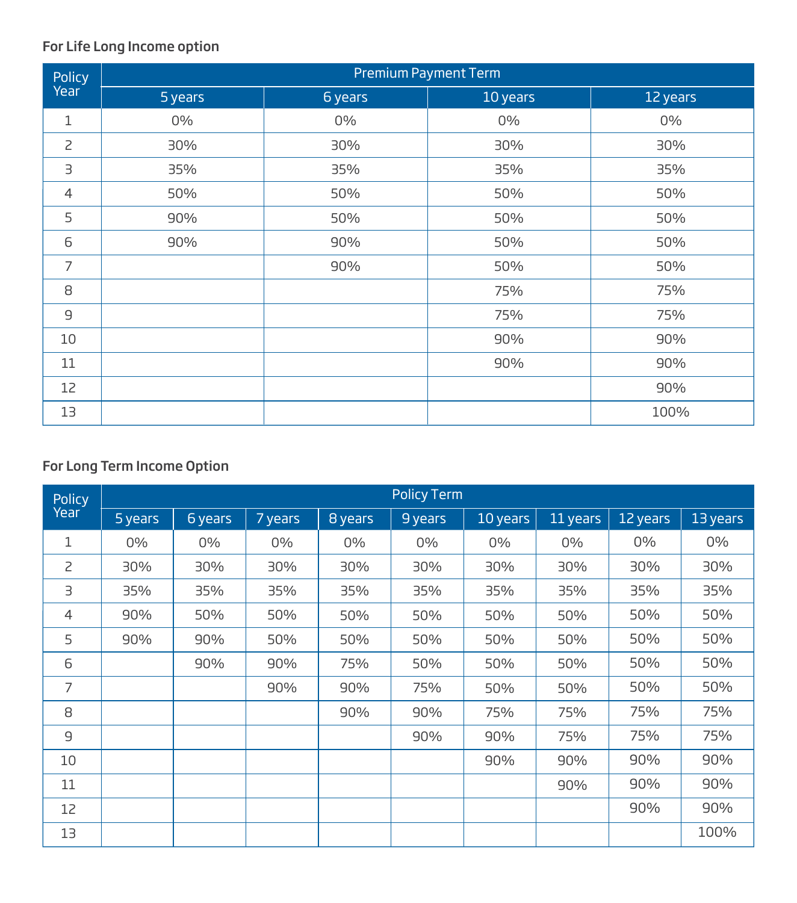**For Life Long Income option**

| Policy Year | Premium Payment Term | | | |
|---|---|---|---|---|
| | 5 years | 6 years | 10 years | 12 years |
| 1 | 0% | 0% | 0% | 0% |
| 2 | 30% | 30% | 30% | 30% |
| 3 | 35% | 35% | 35% | 35% |
| 4 | 50% | 50% | 50% | 50% |
| 5 | 90% | 50% | 50% | 50% |
| 6 | 90% | 90% | 50% | 50% |
| 7 | | 90% | 50% | 50% |
| 8 | | | 75% | 75% |
| 9 | | | 75% | 75% |
| 10 | | | 90% | 90% |
| 11 | | | 90% | 90% |
| 12 | | | | 90% |
| 13 | | | | 100% |

**For Long Term Income Option**

| Policy Year | Policy Term | | | | | | | | |
|---|---|---|---|---|---|---|---|---|---|
| | 5 years | 6 years | 7 years | 8 years | 9 years | 10 years | 11 years | 12 years | 13 years |
| 1 | 0% | 0% | 0% | 0% | 0% | 0% | 0% | 0% | 0% |
| 2 | 30% | 30% | 30% | 30% | 30% | 30% | 30% | 30% | 30% |
| 3 | 35% | 35% | 35% | 35% | 35% | 35% | 35% | 35% | 35% |
| 4 | 90% | 50% | 50% | 50% | 50% | 50% | 50% | 50% | 50% |
| 5 | 90% | 90% | 50% | 50% | 50% | 50% | 50% | 50% | 50% |
| 6 | | 90% | 90% | 75% | 50% | 50% | 50% | 50% | 50% |
| 7 | | | 90% | 90% | 75% | 50% | 50% | 50% | 50% |
| 8 | | | | 90% | 90% | 75% | 75% | 75% | 75% |
| 9 | | | | | 90% | 90% | 75% | 75% | 75% |
| 10 | | | | | | 90% | 90% | 90% | 90% |
| 11 | | | | | | | 90% | 90% | 90% |
| 12 | | | | | | | | 90% | 90% |
| 13 | | | | | | | | | 100% |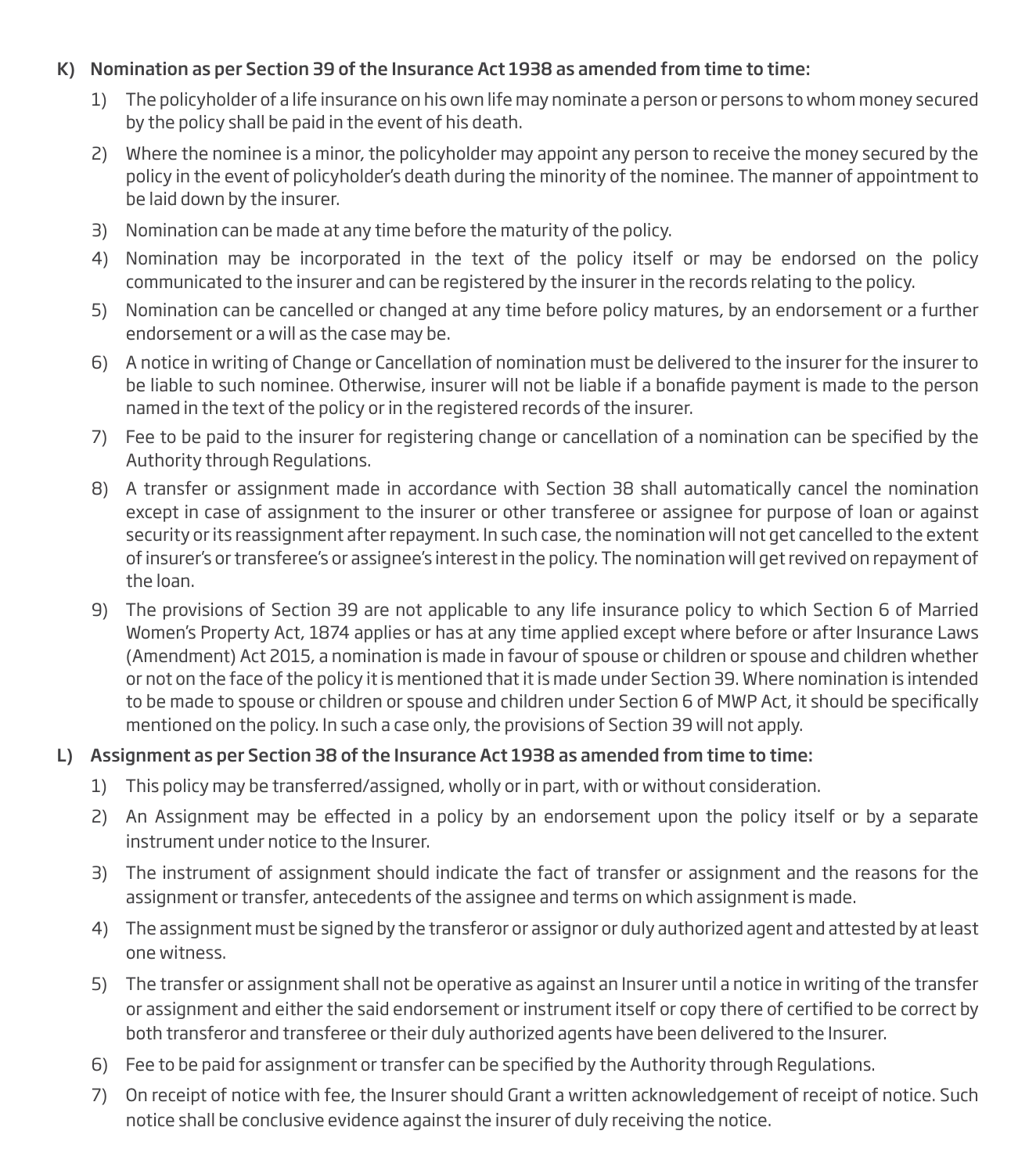## K) Nomination as per Section 39 of the Insurance Act 1938 as amended from time to time:

1) The policyholder of a life insurance on his own life may nominate a person or persons to whom money secured by the policy shall be paid in the event of his death.
2) Where the nominee is a minor, the policyholder may appoint any person to receive the money secured by the policy in the event of policyholder's death during the minority of the nominee. The manner of appointment to be laid down by the insurer.
3) Nomination can be made at any time before the maturity of the policy.
4) Nomination may be incorporated in the text of the policy itself or may be endorsed on the policy communicated to the insurer and can be registered by the insurer in the records relating to the policy.
5) Nomination can be cancelled or changed at any time before policy matures, by an endorsement or a further endorsement or a will as the case may be.
6) A notice in writing of Change or Cancellation of nomination must be delivered to the insurer for the insurer to be liable to such nominee. Otherwise, insurer will not be liable if a bonafide payment is made to the person named in the text of the policy or in the registered records of the insurer.
7) Fee to be paid to the insurer for registering change or cancellation of a nomination can be specified by the Authority through Regulations.
8) A transfer or assignment made in accordance with Section 38 shall automatically cancel the nomination except in case of assignment to the insurer or other transferee or assignee for purpose of loan or against security or its reassignment after repayment. In such case, the nomination will not get cancelled to the extent of insurer's or transferee's or assignee's interest in the policy. The nomination will get revived on repayment of the loan.
9) The provisions of Section 39 are not applicable to any life insurance policy to which Section 6 of Married Women's Property Act, 1874 applies or has at any time applied except where before or after Insurance Laws (Amendment) Act 2015, a nomination is made in favour of spouse or children or spouse and children whether or not on the face of the policy it is mentioned that it is made under Section 39. Where nomination is intended to be made to spouse or children or spouse and children under Section 6 of MWP Act, it should be specifically mentioned on the policy. In such a case only, the provisions of Section 39 will not apply.

## L) Assignment as per Section 38 of the Insurance Act 1938 as amended from time to time:

1) This policy may be transferred/assigned, wholly or in part, with or without consideration.
2) An Assignment may be effected in a policy by an endorsement upon the policy itself or by a separate instrument under notice to the Insurer.
3) The instrument of assignment should indicate the fact of transfer or assignment and the reasons for the assignment or transfer, antecedents of the assignee and terms on which assignment is made.
4) The assignment must be signed by the transferor or assignor or duly authorized agent and attested by at least one witness.
5) The transfer or assignment shall not be operative as against an Insurer until a notice in writing of the transfer or assignment and either the said endorsement or instrument itself or copy there of certified to be correct by both transferor and transferee or their duly authorized agents have been delivered to the Insurer.
6) Fee to be paid for assignment or transfer can be specified by the Authority through Regulations.
7) On receipt of notice with fee, the Insurer should Grant a written acknowledgement of receipt of notice. Such notice shall be conclusive evidence against the insurer of duly receiving the notice.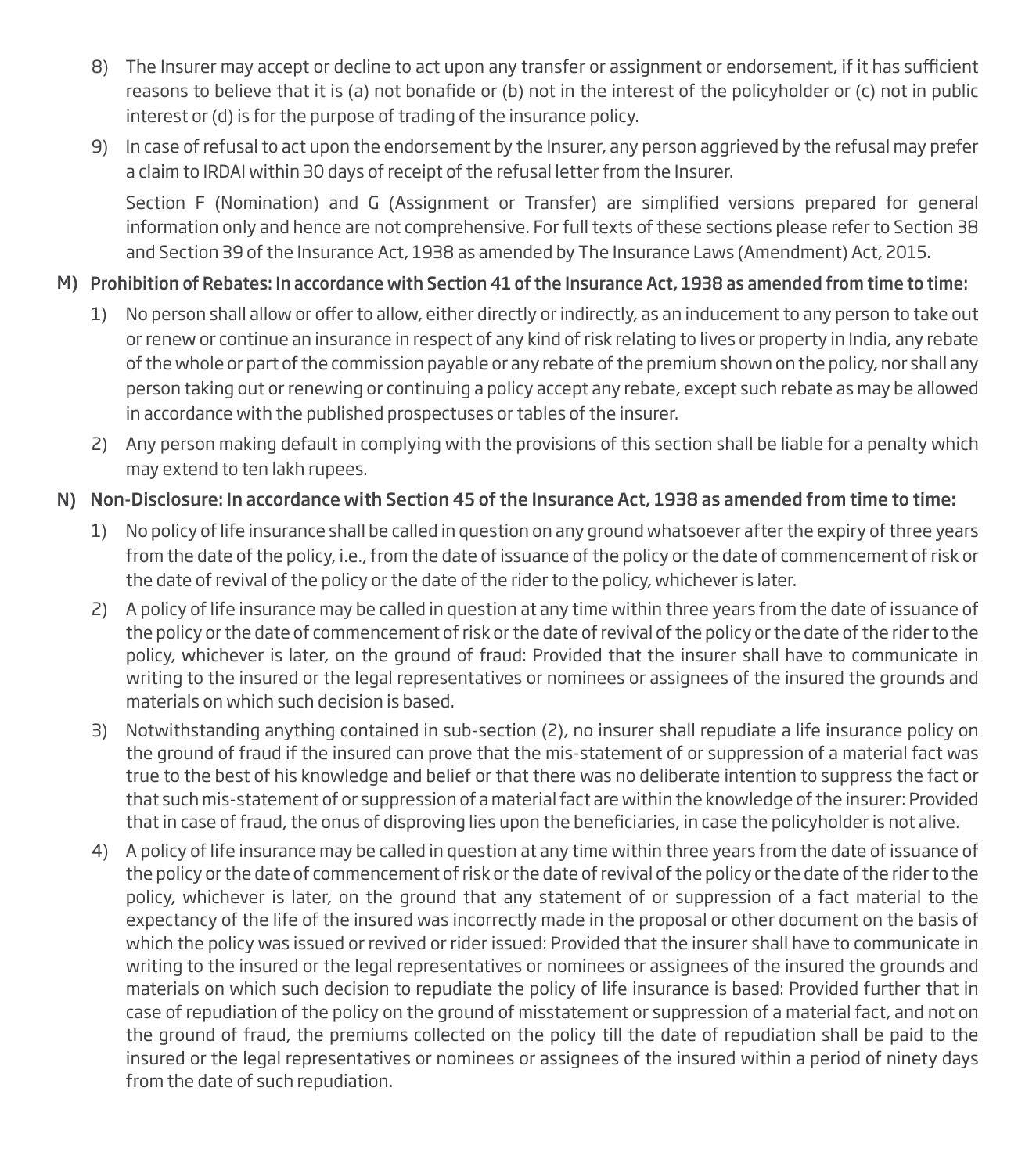8) The Insurer may accept or decline to act upon any transfer or assignment or endorsement, if it has sufficient reasons to believe that it is (a) not bonafide or (b) not in the interest of the policyholder or (c) not in public interest or (d) is for the purpose of trading of the insurance policy.

9) In case of refusal to act upon the endorsement by the Insurer, any person aggrieved by the refusal may prefer a claim to IRDAI within 30 days of receipt of the refusal letter from the Insurer.

   Section F (Nomination) and G (Assignment or Transfer) are simplified versions prepared for general information only and hence are not comprehensive. For full texts of these sections please refer to Section 38 and Section 39 of the Insurance Act, 1938 as amended by The Insurance Laws (Amendment) Act, 2015.

**M) Prohibition of Rebates: In accordance with Section 41 of the Insurance Act, 1938 as amended from time to time:**

1) No person shall allow or offer to allow, either directly or indirectly, as an inducement to any person to take out or renew or continue an insurance in respect of any kind of risk relating to lives or property in India, any rebate of the whole or part of the commission payable or any rebate of the premium shown on the policy, nor shall any person taking out or renewing or continuing a policy accept any rebate, except such rebate as may be allowed in accordance with the published prospectuses or tables of the insurer.

2) Any person making default in complying with the provisions of this section shall be liable for a penalty which may extend to ten lakh rupees.

**N) Non-Disclosure: In accordance with Section 45 of the Insurance Act, 1938 as amended from time to time:**

1) No policy of life insurance shall be called in question on any ground whatsoever after the expiry of three years from the date of the policy, i.e., from the date of issuance of the policy or the date of commencement of risk or the date of revival of the policy or the date of the rider to the policy, whichever is later.

2) A policy of life insurance may be called in question at any time within three years from the date of issuance of the policy or the date of commencement of risk or the date of revival of the policy or the date of the rider to the policy, whichever is later, on the ground of fraud: Provided that the insurer shall have to communicate in writing to the insured or the legal representatives or nominees or assignees of the insured the grounds and materials on which such decision is based.

3) Notwithstanding anything contained in sub-section (2), no insurer shall repudiate a life insurance policy on the ground of fraud if the insured can prove that the mis-statement of or suppression of a material fact was true to the best of his knowledge and belief or that there was no deliberate intention to suppress the fact or that such mis-statement of or suppression of a material fact are within the knowledge of the insurer: Provided that in case of fraud, the onus of disproving lies upon the beneficiaries, in case the policyholder is not alive.

4) A policy of life insurance may be called in question at any time within three years from the date of issuance of the policy or the date of commencement of risk or the date of revival of the policy or the date of the rider to the policy, whichever is later, on the ground that any statement of or suppression of a fact material to the expectancy of the life of the insured was incorrectly made in the proposal or other document on the basis of which the policy was issued or revived or rider issued: Provided that the insurer shall have to communicate in writing to the insured or the legal representatives or nominees or assignees of the insured the grounds and materials on which such decision to repudiate the policy of life insurance is based: Provided further that in case of repudiation of the policy on the ground of misstatement or suppression of a material fact, and not on the ground of fraud, the premiums collected on the policy till the date of repudiation shall be paid to the insured or the legal representatives or nominees or assignees of the insured within a period of ninety days from the date of such repudiation.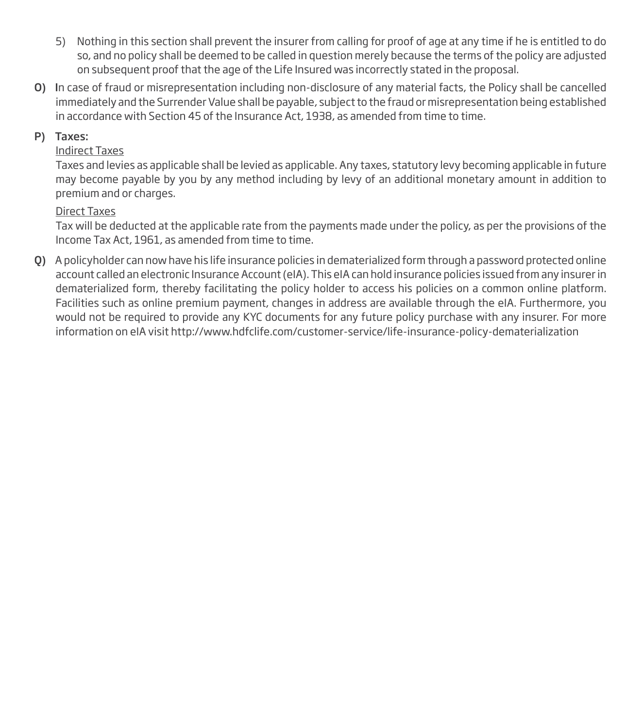5) Nothing in this section shall prevent the insurer from calling for proof of age at any time if he is entitled to do so, and no policy shall be deemed to be called in question merely because the terms of the policy are adjusted on subsequent proof that the age of the Life Insured was incorrectly stated in the proposal.

**O)** In case of fraud or misrepresentation including non-disclosure of any material facts, the Policy shall be cancelled immediately and the Surrender Value shall be payable, subject to the fraud or misrepresentation being established in accordance with Section 45 of the Insurance Act, 1938, as amended from time to time.

**P) Taxes:**

Indirect Taxes

Taxes and levies as applicable shall be levied as applicable. Any taxes, statutory levy becoming applicable in future may become payable by you by any method including by levy of an additional monetary amount in addition to premium and or charges.

Direct Taxes

Tax will be deducted at the applicable rate from the payments made under the policy, as per the provisions of the Income Tax Act, 1961, as amended from time to time.

**Q)** A policyholder can now have his life insurance policies in dematerialized form through a password protected online account called an electronic Insurance Account (eIA). This eIA can hold insurance policies issued from any insurer in dematerialized form, thereby facilitating the policy holder to access his policies on a common online platform. Facilities such as online premium payment, changes in address are available through the eIA. Furthermore, you would not be required to provide any KYC documents for any future policy purchase with any insurer. For more information on eIA visit http://www.hdfclife.com/customer-service/life-insurance-policy-dematerialization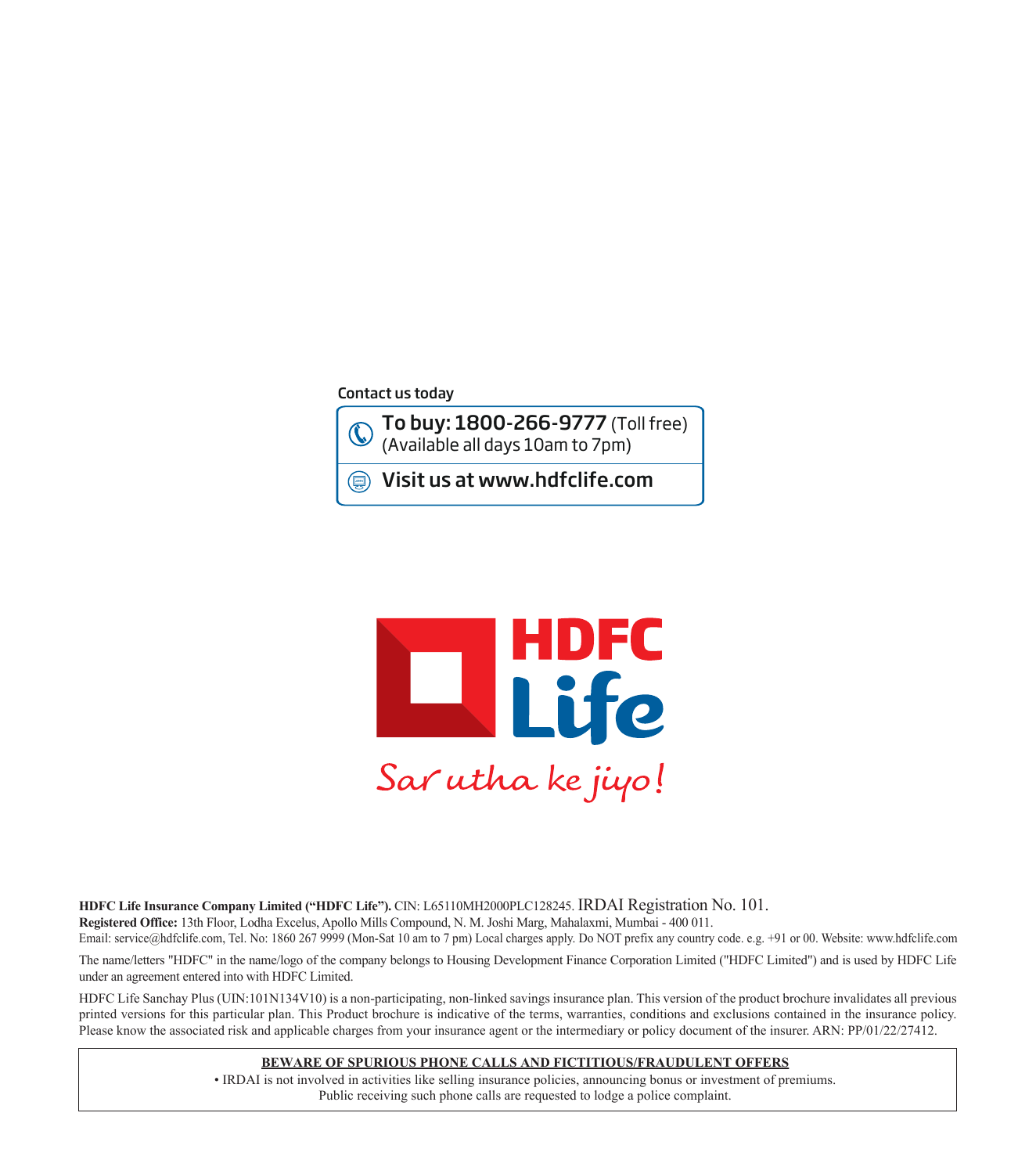Contact us today

**To buy: 1800-266-9777** (Toll free)
(Available all days 10am to 7pm)

**Visit us at www.hdfclife.com**

HDFC Life

Sar utha ke jiyo!

**HDFC Life Insurance Company Limited ("HDFC Life").** CIN: L65110MH2000PLC128245. IRDAI Registration No. 101.
**Registered Office:** 13th Floor, Lodha Excelus, Apollo Mills Compound, N. M. Joshi Marg, Mahalaxmi, Mumbai - 400 011.
Email: service@hdfclife.com, Tel. No: 1860 267 9999 (Mon-Sat 10 am to 7 pm) Local charges apply. Do NOT prefix any country code. e.g. +91 or 00. Website: www.hdfclife.com

The name/letters "HDFC" in the name/logo of the company belongs to Housing Development Finance Corporation Limited ("HDFC Limited") and is used by HDFC Life under an agreement entered into with HDFC Limited.

HDFC Life Sanchay Plus (UIN:101N134V10) is a non-participating, non-linked savings insurance plan. This version of the product brochure invalidates all previous printed versions for this particular plan. This Product brochure is indicative of the terms, warranties, conditions and exclusions contained in the insurance policy. Please know the associated risk and applicable charges from your insurance agent or the intermediary or policy document of the insurer. ARN: PP/01/22/27412.

**BEWARE OF SPURIOUS PHONE CALLS AND FICTITIOUS/FRAUDULENT OFFERS**

• IRDAI is not involved in activities like selling insurance policies, announcing bonus or investment of premiums. Public receiving such phone calls are requested to lodge a police complaint.